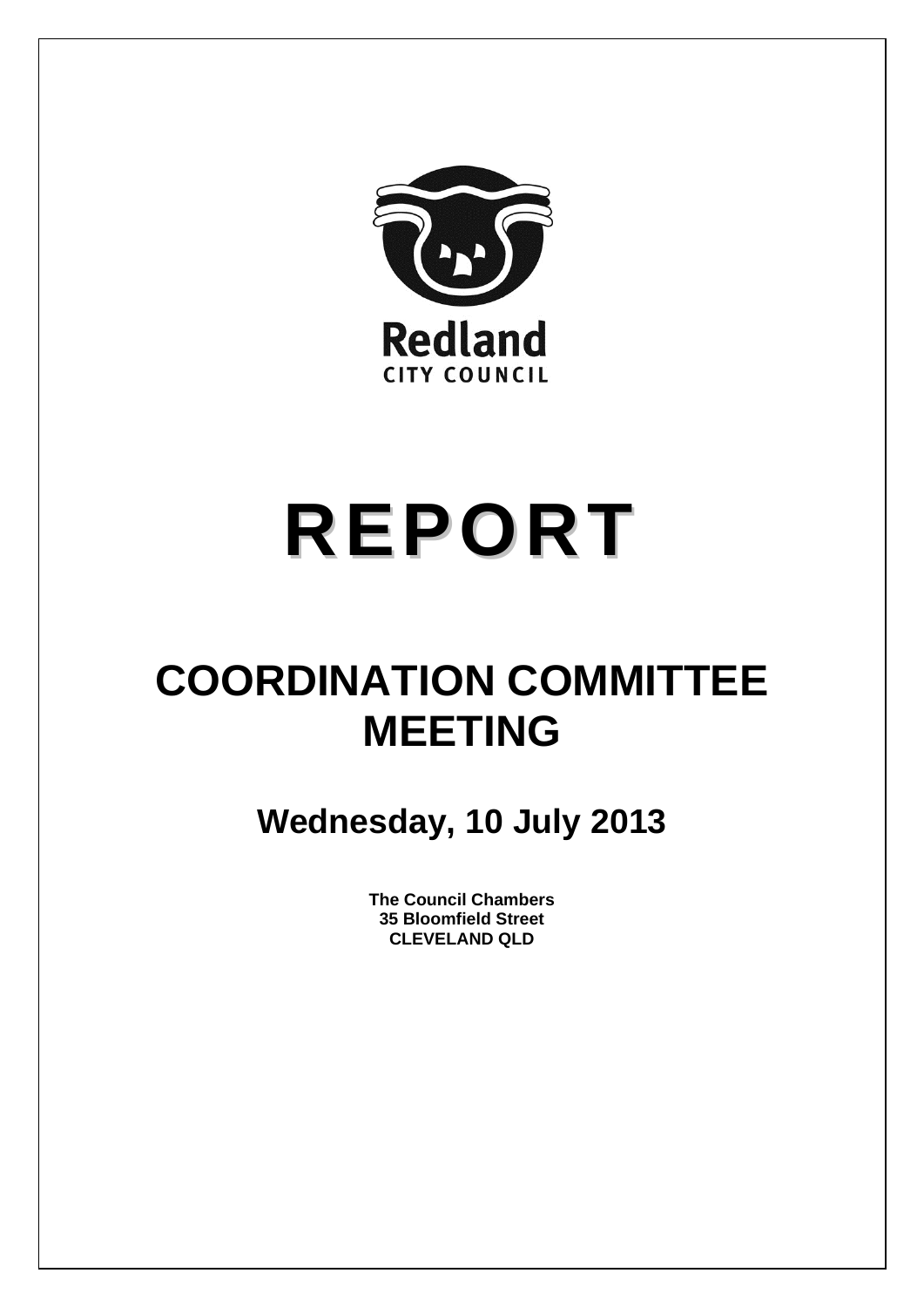Redland
CITY COUNCIL

# REPORT

# COORDINATION COMMITTEE MEETING

## Wednesday, 10 July 2013

**The Council Chambers**
**35 Bloomfield Street**
**CLEVELAND QLD**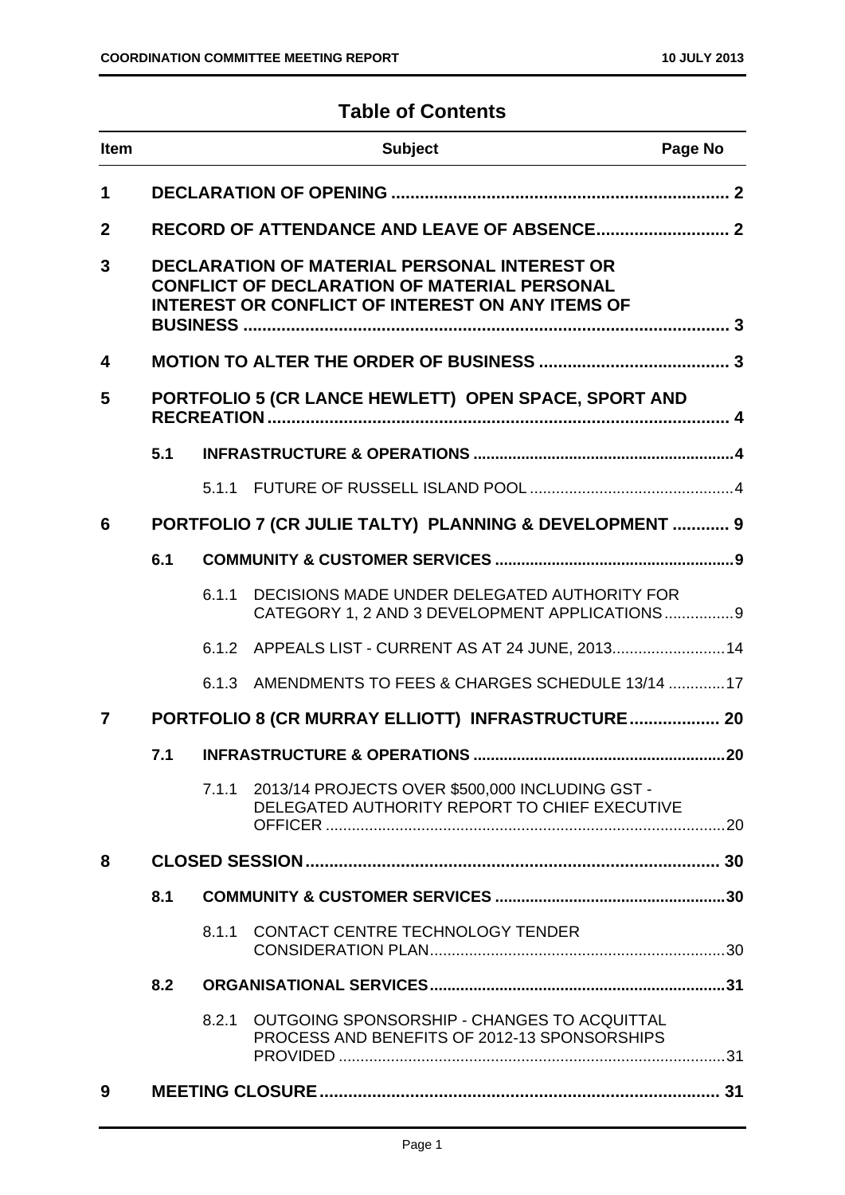# Table of Contents

| Item | | | Subject | Page No |
|---|---|---|---|---|
| **1** | | | **DECLARATION OF OPENING** | **2** |
| **2** | | | **RECORD OF ATTENDANCE AND LEAVE OF ABSENCE** | **2** |
| **3** | | | **DECLARATION OF MATERIAL PERSONAL INTEREST OR CONFLICT OF DECLARATION OF MATERIAL PERSONAL INTEREST OR CONFLICT OF INTEREST ON ANY ITEMS OF BUSINESS** | **3** |
| **4** | | | **MOTION TO ALTER THE ORDER OF BUSINESS** | **3** |
| **5** | | | **PORTFOLIO 5 (CR LANCE HEWLETT) OPEN SPACE, SPORT AND RECREATION** | **4** |
| | **5.1** | | **INFRASTRUCTURE & OPERATIONS** | **4** |
| | | 5.1.1 | FUTURE OF RUSSELL ISLAND POOL | 4 |
| **6** | | | **PORTFOLIO 7 (CR JULIE TALTY) PLANNING & DEVELOPMENT** | **9** |
| | **6.1** | | **COMMUNITY & CUSTOMER SERVICES** | **9** |
| | | 6.1.1 | DECISIONS MADE UNDER DELEGATED AUTHORITY FOR CATEGORY 1, 2 AND 3 DEVELOPMENT APPLICATIONS | 9 |
| | | 6.1.2 | APPEALS LIST - CURRENT AS AT 24 JUNE, 2013 | 14 |
| | | 6.1.3 | AMENDMENTS TO FEES & CHARGES SCHEDULE 13/14 | 17 |
| **7** | | | **PORTFOLIO 8 (CR MURRAY ELLIOTT) INFRASTRUCTURE** | **20** |
| | **7.1** | | **INFRASTRUCTURE & OPERATIONS** | **20** |
| | | 7.1.1 | 2013/14 PROJECTS OVER $500,000 INCLUDING GST - DELEGATED AUTHORITY REPORT TO CHIEF EXECUTIVE OFFICER | 20 |
| **8** | | | **CLOSED SESSION** | **30** |
| | **8.1** | | **COMMUNITY & CUSTOMER SERVICES** | **30** |
| | | 8.1.1 | CONTACT CENTRE TECHNOLOGY TENDER CONSIDERATION PLAN | 30 |
| | **8.2** | | **ORGANISATIONAL SERVICES** | **31** |
| | | 8.2.1 | OUTGOING SPONSORSHIP - CHANGES TO ACQUITTAL PROCESS AND BENEFITS OF 2012-13 SPONSORSHIPS PROVIDED | 31 |
| **9** | | | **MEETING CLOSURE** | **31** |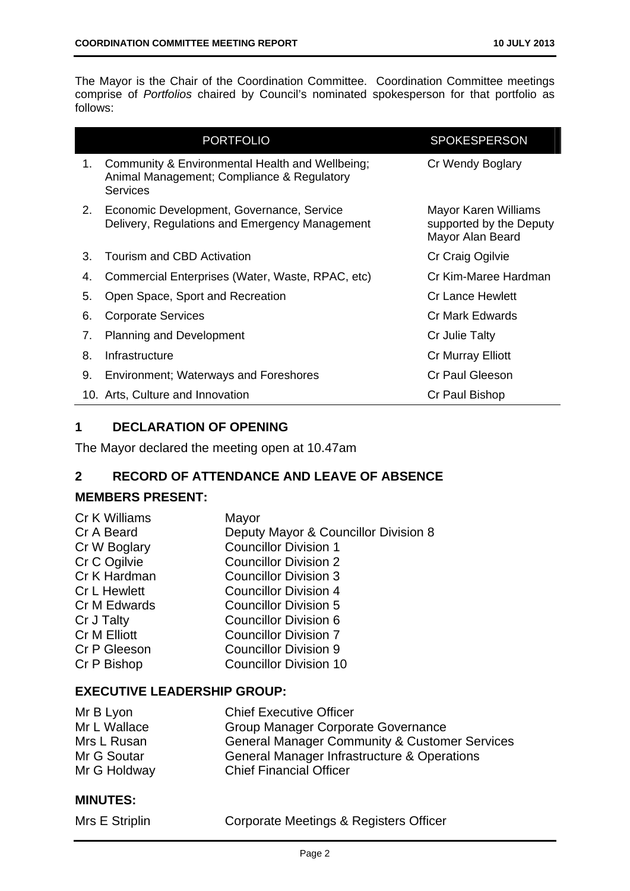The Mayor is the Chair of the Coordination Committee. Coordination Committee meetings comprise of *Portfolios* chaired by Council's nominated spokesperson for that portfolio as follows:

| | PORTFOLIO | SPOKESPERSON |
|---|---|---|
| 1. | Community & Environmental Health and Wellbeing; Animal Management; Compliance & Regulatory Services | Cr Wendy Boglary |
| 2. | Economic Development, Governance, Service Delivery, Regulations and Emergency Management | Mayor Karen Williams supported by the Deputy Mayor Alan Beard |
| 3. | Tourism and CBD Activation | Cr Craig Ogilvie |
| 4. | Commercial Enterprises (Water, Waste, RPAC, etc) | Cr Kim-Maree Hardman |
| 5. | Open Space, Sport and Recreation | Cr Lance Hewlett |
| 6. | Corporate Services | Cr Mark Edwards |
| 7. | Planning and Development | Cr Julie Talty |
| 8. | Infrastructure | Cr Murray Elliott |
| 9. | Environment; Waterways and Foreshores | Cr Paul Gleeson |
| 10. | Arts, Culture and Innovation | Cr Paul Bishop |

## 1 DECLARATION OF OPENING

The Mayor declared the meeting open at 10.47am

## 2 RECORD OF ATTENDANCE AND LEAVE OF ABSENCE

### MEMBERS PRESENT:

| | |
|---|---|
| Cr K Williams | Mayor |
| Cr A Beard | Deputy Mayor & Councillor Division 8 |
| Cr W Boglary | Councillor Division 1 |
| Cr C Ogilvie | Councillor Division 2 |
| Cr K Hardman | Councillor Division 3 |
| Cr L Hewlett | Councillor Division 4 |
| Cr M Edwards | Councillor Division 5 |
| Cr J Talty | Councillor Division 6 |
| Cr M Elliott | Councillor Division 7 |
| Cr P Gleeson | Councillor Division 9 |
| Cr P Bishop | Councillor Division 10 |

### EXECUTIVE LEADERSHIP GROUP:

| | |
|---|---|
| Mr B Lyon | Chief Executive Officer |
| Mr L Wallace | Group Manager Corporate Governance |
| Mrs L Rusan | General Manager Community & Customer Services |
| Mr G Soutar | General Manager Infrastructure & Operations |
| Mr G Holdway | Chief Financial Officer |

### MINUTES:

| | |
|---|---|
| Mrs E Striplin | Corporate Meetings & Registers Officer |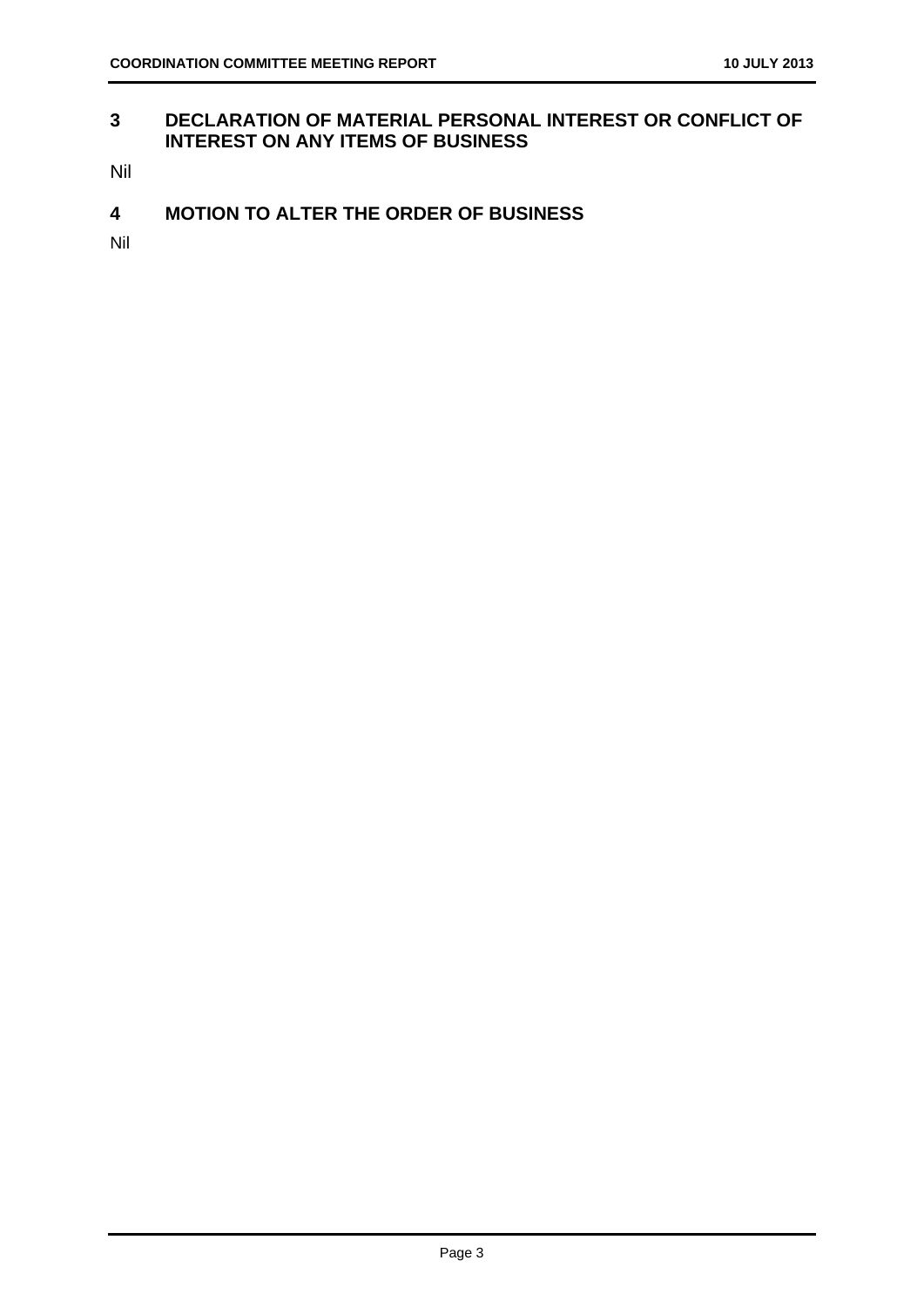## 3 DECLARATION OF MATERIAL PERSONAL INTEREST OR CONFLICT OF INTEREST ON ANY ITEMS OF BUSINESS

Nil

## 4 MOTION TO ALTER THE ORDER OF BUSINESS

Nil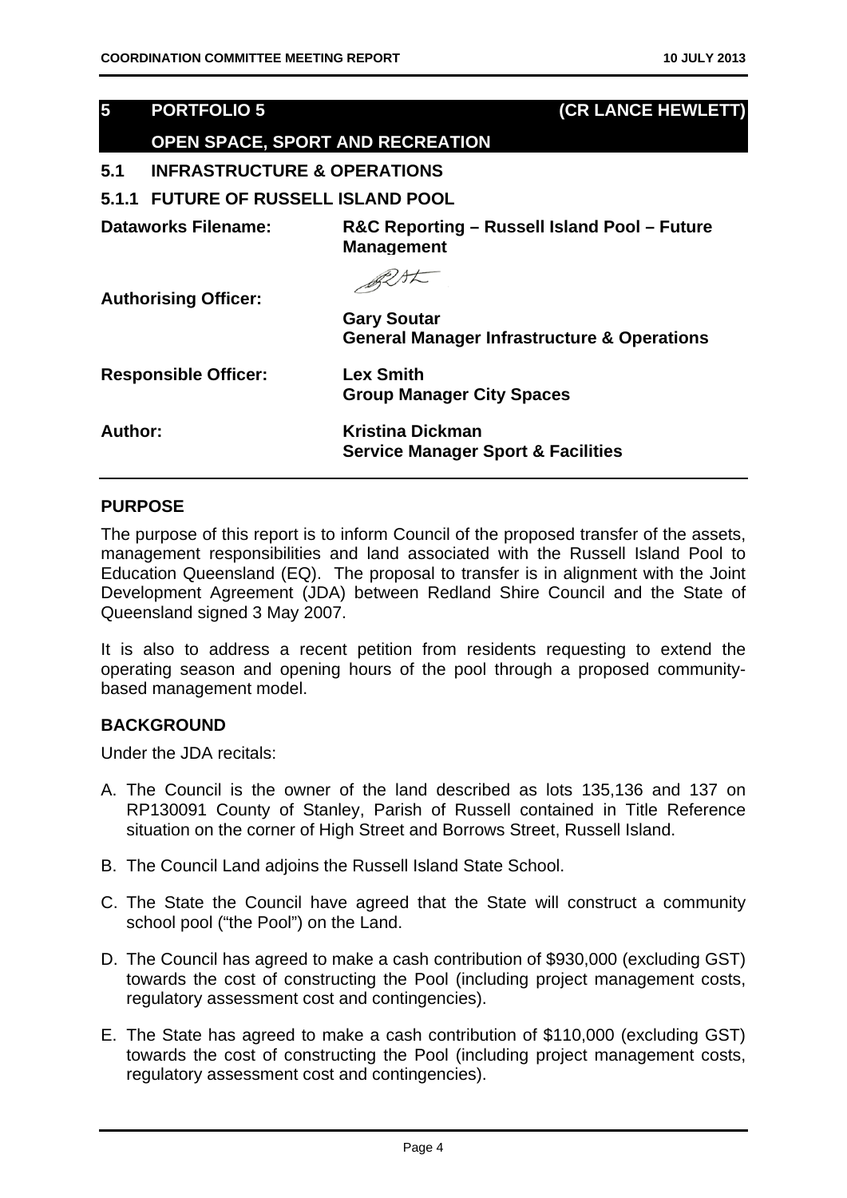## 5 PORTFOLIO 5 (CR LANCE HEWLETT)

## OPEN SPACE, SPORT AND RECREATION

### 5.1 INFRASTRUCTURE & OPERATIONS

### 5.1.1 FUTURE OF RUSSELL ISLAND POOL

**Dataworks Filename:** R&C Reporting – Russell Island Pool – Future Management

**Authorising Officer:** Gary Soutar
General Manager Infrastructure & Operations

**Responsible Officer:** Lex Smith
Group Manager City Spaces

**Author:** Kristina Dickman
Service Manager Sport & Facilities

#### PURPOSE

The purpose of this report is to inform Council of the proposed transfer of the assets, management responsibilities and land associated with the Russell Island Pool to Education Queensland (EQ). The proposal to transfer is in alignment with the Joint Development Agreement (JDA) between Redland Shire Council and the State of Queensland signed 3 May 2007.

It is also to address a recent petition from residents requesting to extend the operating season and opening hours of the pool through a proposed community-based management model.

#### BACKGROUND

Under the JDA recitals:

A. The Council is the owner of the land described as lots 135,136 and 137 on RP130091 County of Stanley, Parish of Russell contained in Title Reference situation on the corner of High Street and Borrows Street, Russell Island.

B. The Council Land adjoins the Russell Island State School.

C. The State the Council have agreed that the State will construct a community school pool ("the Pool") on the Land.

D. The Council has agreed to make a cash contribution of $930,000 (excluding GST) towards the cost of constructing the Pool (including project management costs, regulatory assessment cost and contingencies).

E. The State has agreed to make a cash contribution of $110,000 (excluding GST) towards the cost of constructing the Pool (including project management costs, regulatory assessment cost and contingencies).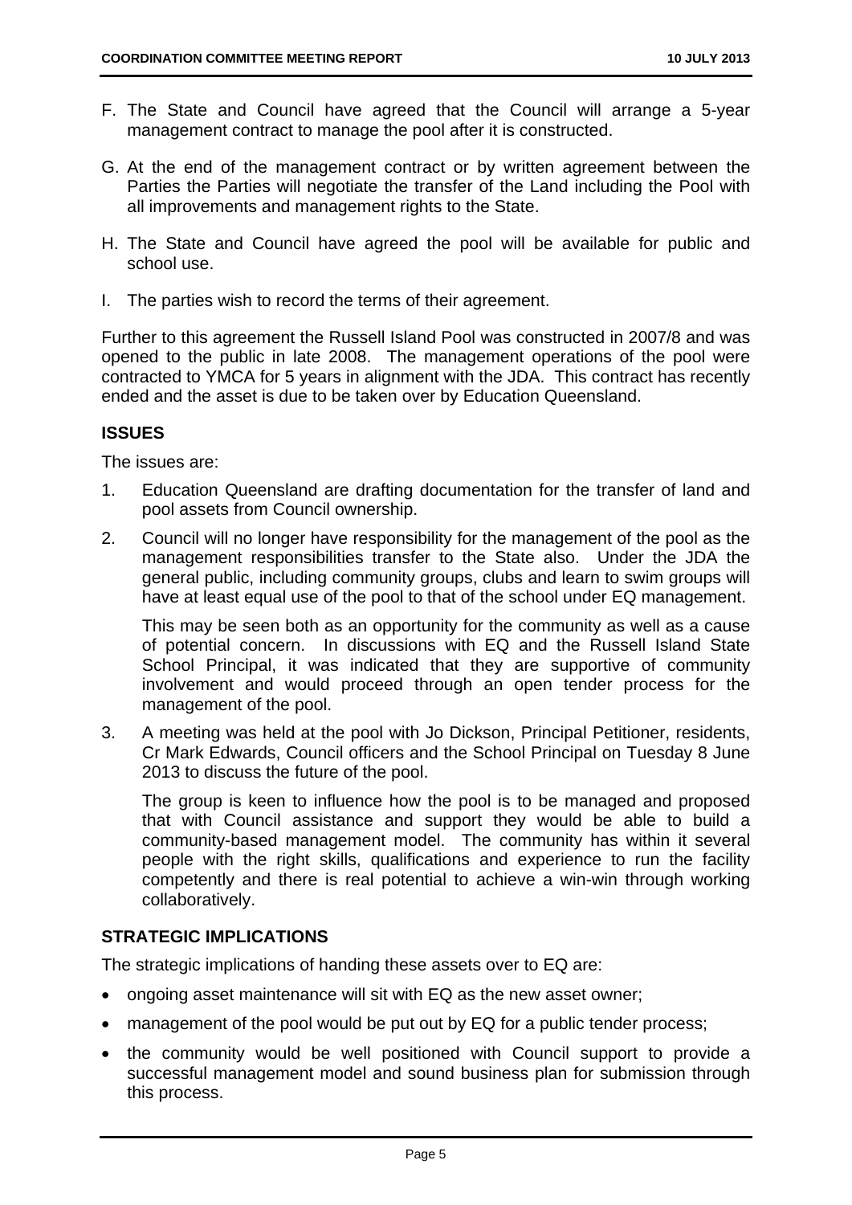F. The State and Council have agreed that the Council will arrange a 5-year management contract to manage the pool after it is constructed.

G. At the end of the management contract or by written agreement between the Parties the Parties will negotiate the transfer of the Land including the Pool with all improvements and management rights to the State.

H. The State and Council have agreed the pool will be available for public and school use.

I. The parties wish to record the terms of their agreement.

Further to this agreement the Russell Island Pool was constructed in 2007/8 and was opened to the public in late 2008. The management operations of the pool were contracted to YMCA for 5 years in alignment with the JDA. This contract has recently ended and the asset is due to be taken over by Education Queensland.

## ISSUES

The issues are:

1. Education Queensland are drafting documentation for the transfer of land and pool assets from Council ownership.

2. Council will no longer have responsibility for the management of the pool as the management responsibilities transfer to the State also. Under the JDA the general public, including community groups, clubs and learn to swim groups will have at least equal use of the pool to that of the school under EQ management.

   This may be seen both as an opportunity for the community as well as a cause of potential concern. In discussions with EQ and the Russell Island State School Principal, it was indicated that they are supportive of community involvement and would proceed through an open tender process for the management of the pool.

3. A meeting was held at the pool with Jo Dickson, Principal Petitioner, residents, Cr Mark Edwards, Council officers and the School Principal on Tuesday 8 June 2013 to discuss the future of the pool.

   The group is keen to influence how the pool is to be managed and proposed that with Council assistance and support they would be able to build a community-based management model. The community has within it several people with the right skills, qualifications and experience to run the facility competently and there is real potential to achieve a win-win through working collaboratively.

## STRATEGIC IMPLICATIONS

The strategic implications of handing these assets over to EQ are:

- ongoing asset maintenance will sit with EQ as the new asset owner;
- management of the pool would be put out by EQ for a public tender process;
- the community would be well positioned with Council support to provide a successful management model and sound business plan for submission through this process.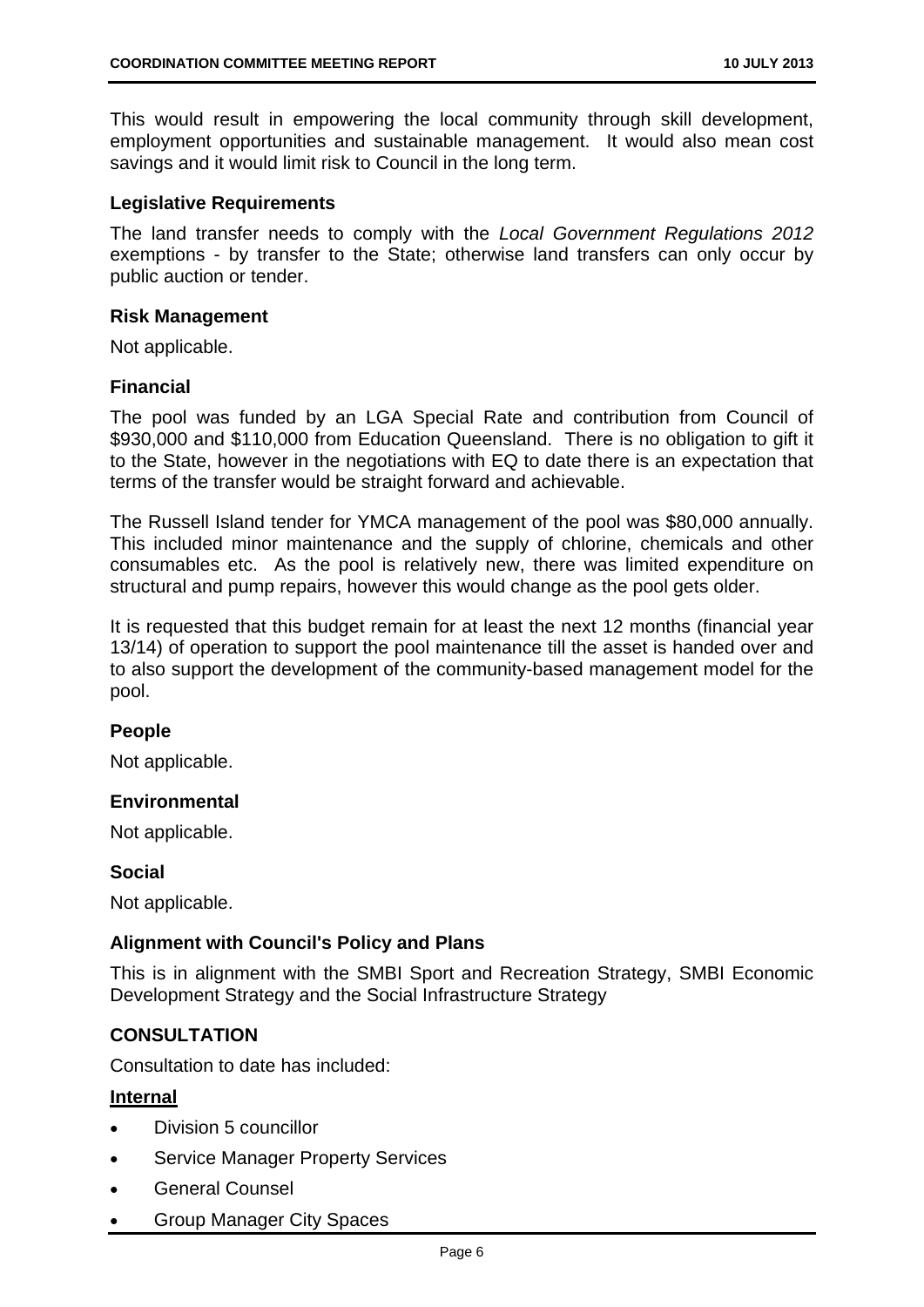This would result in empowering the local community through skill development, employment opportunities and sustainable management. It would also mean cost savings and it would limit risk to Council in the long term.

### Legislative Requirements

The land transfer needs to comply with the *Local Government Regulations 2012* exemptions - by transfer to the State; otherwise land transfers can only occur by public auction or tender.

### Risk Management

Not applicable.

### Financial

The pool was funded by an LGA Special Rate and contribution from Council of $930,000 and $110,000 from Education Queensland. There is no obligation to gift it to the State, however in the negotiations with EQ to date there is an expectation that terms of the transfer would be straight forward and achievable.

The Russell Island tender for YMCA management of the pool was $80,000 annually. This included minor maintenance and the supply of chlorine, chemicals and other consumables etc. As the pool is relatively new, there was limited expenditure on structural and pump repairs, however this would change as the pool gets older.

It is requested that this budget remain for at least the next 12 months (financial year 13/14) of operation to support the pool maintenance till the asset is handed over and to also support the development of the community-based management model for the pool.

### People

Not applicable.

### Environmental

Not applicable.

### Social

Not applicable.

### Alignment with Council's Policy and Plans

This is in alignment with the SMBI Sport and Recreation Strategy, SMBI Economic Development Strategy and the Social Infrastructure Strategy

## CONSULTATION

Consultation to date has included:

**Internal**

- Division 5 councillor
- Service Manager Property Services
- General Counsel
- Group Manager City Spaces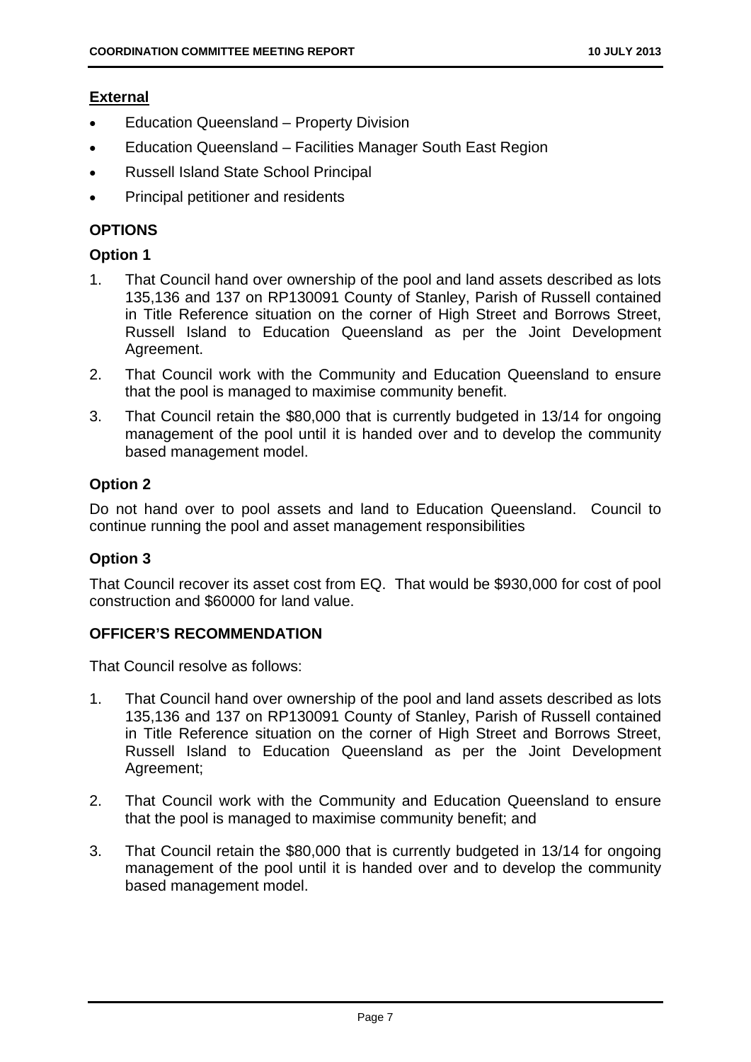**External**

- Education Queensland – Property Division
- Education Queensland – Facilities Manager South East Region
- Russell Island State School Principal
- Principal petitioner and residents

## OPTIONS

### Option 1

1. That Council hand over ownership of the pool and land assets described as lots 135,136 and 137 on RP130091 County of Stanley, Parish of Russell contained in Title Reference situation on the corner of High Street and Borrows Street, Russell Island to Education Queensland as per the Joint Development Agreement.
2. That Council work with the Community and Education Queensland to ensure that the pool is managed to maximise community benefit.
3. That Council retain the $80,000 that is currently budgeted in 13/14 for ongoing management of the pool until it is handed over and to develop the community based management model.

### Option 2

Do not hand over to pool assets and land to Education Queensland. Council to continue running the pool and asset management responsibilities

### Option 3

That Council recover its asset cost from EQ. That would be $930,000 for cost of pool construction and $60000 for land value.

## OFFICER'S RECOMMENDATION

That Council resolve as follows:

1. That Council hand over ownership of the pool and land assets described as lots 135,136 and 137 on RP130091 County of Stanley, Parish of Russell contained in Title Reference situation on the corner of High Street and Borrows Street, Russell Island to Education Queensland as per the Joint Development Agreement;
2. That Council work with the Community and Education Queensland to ensure that the pool is managed to maximise community benefit; and
3. That Council retain the $80,000 that is currently budgeted in 13/14 for ongoing management of the pool until it is handed over and to develop the community based management model.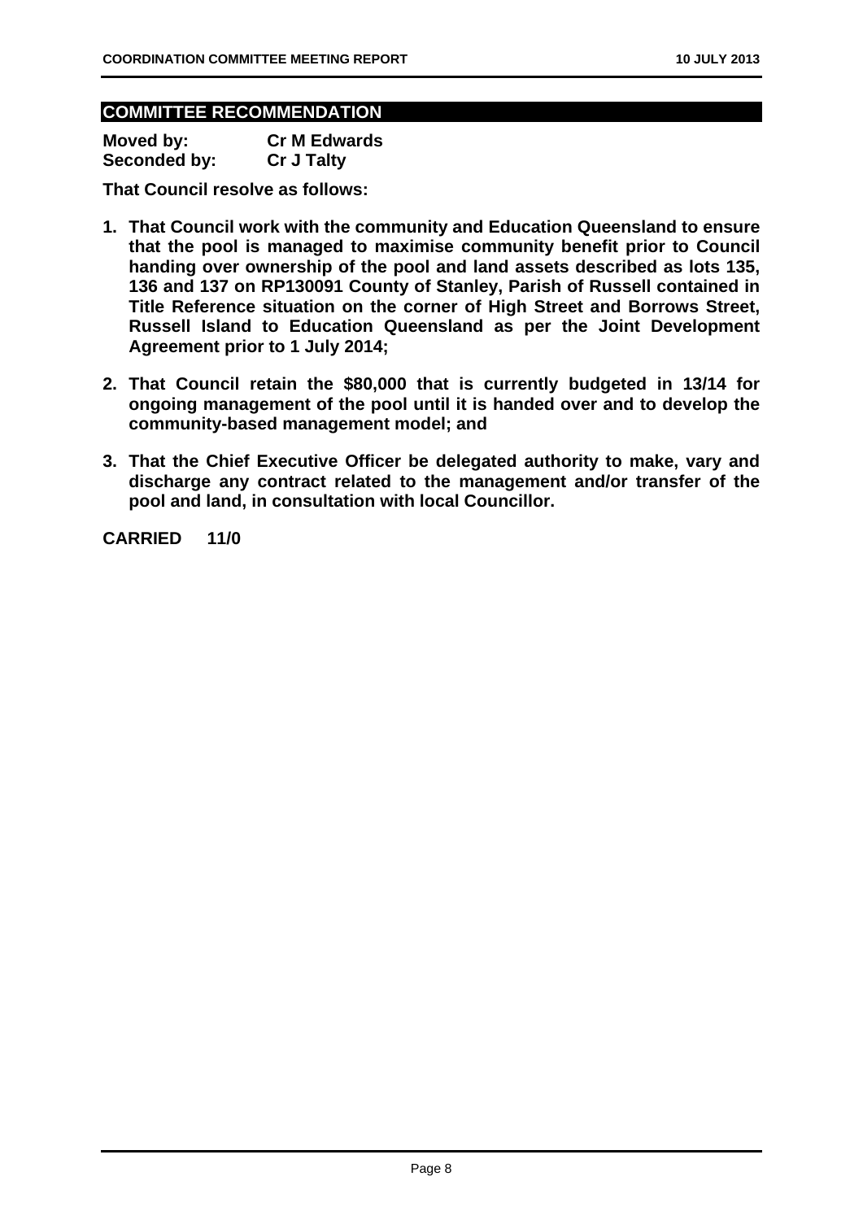## COMMITTEE RECOMMENDATION

**Moved by:** **Cr M Edwards**
**Seconded by:** **Cr J Talty**

**That Council resolve as follows:**

1. **That Council work with the community and Education Queensland to ensure that the pool is managed to maximise community benefit prior to Council handing over ownership of the pool and land assets described as lots 135, 136 and 137 on RP130091 County of Stanley, Parish of Russell contained in Title Reference situation on the corner of High Street and Borrows Street, Russell Island to Education Queensland as per the Joint Development Agreement prior to 1 July 2014;**

2. **That Council retain the $80,000 that is currently budgeted in 13/14 for ongoing management of the pool until it is handed over and to develop the community-based management model; and**

3. **That the Chief Executive Officer be delegated authority to make, vary and discharge any contract related to the management and/or transfer of the pool and land, in consultation with local Councillor.**

**CARRIED 11/0**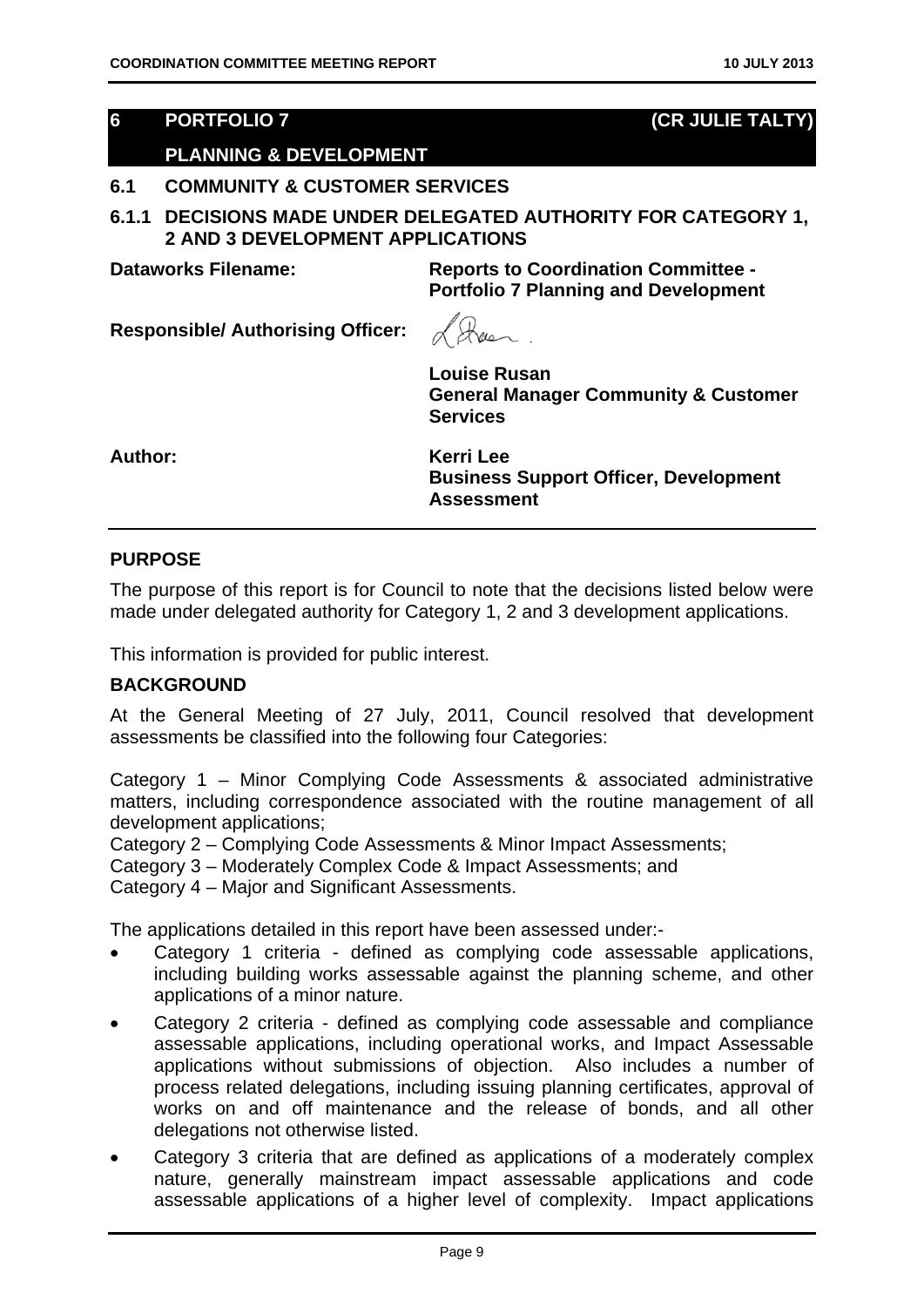## 6 PORTFOLIO 7 (CR JULIE TALTY)

## PLANNING & DEVELOPMENT

### 6.1 COMMUNITY & CUSTOMER SERVICES

### 6.1.1 DECISIONS MADE UNDER DELEGATED AUTHORITY FOR CATEGORY 1, 2 AND 3 DEVELOPMENT APPLICATIONS

| | |
|---|---|
| **Dataworks Filename:** | **Reports to Coordination Committee - Portfolio 7 Planning and Development** |
| **Responsible/ Authorising Officer:** | **Louise Rusan**<br>**General Manager Community & Customer Services** |
| **Author:** | **Kerri Lee**<br>**Business Support Officer, Development Assessment** |

**PURPOSE**

The purpose of this report is for Council to note that the decisions listed below were made under delegated authority for Category 1, 2 and 3 development applications.

This information is provided for public interest.

**BACKGROUND**

At the General Meeting of 27 July, 2011, Council resolved that development assessments be classified into the following four Categories:

Category 1 – Minor Complying Code Assessments & associated administrative matters, including correspondence associated with the routine management of all development applications;
Category 2 – Complying Code Assessments & Minor Impact Assessments;
Category 3 – Moderately Complex Code & Impact Assessments; and
Category 4 – Major and Significant Assessments.

The applications detailed in this report have been assessed under:-

- Category 1 criteria - defined as complying code assessable applications, including building works assessable against the planning scheme, and other applications of a minor nature.
- Category 2 criteria - defined as complying code assessable and compliance assessable applications, including operational works, and Impact Assessable applications without submissions of objection. Also includes a number of process related delegations, including issuing planning certificates, approval of works on and off maintenance and the release of bonds, and all other delegations not otherwise listed.
- Category 3 criteria that are defined as applications of a moderately complex nature, generally mainstream impact assessable applications and code assessable applications of a higher level of complexity. Impact applications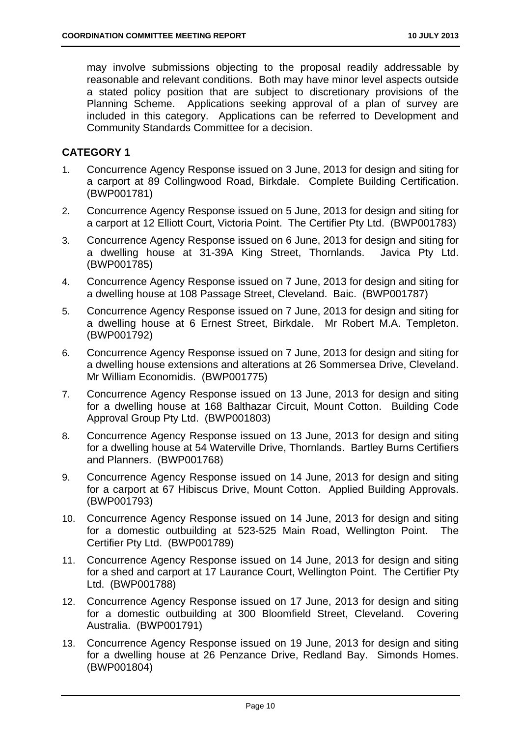may involve submissions objecting to the proposal readily addressable by reasonable and relevant conditions. Both may have minor level aspects outside a stated policy position that are subject to discretionary provisions of the Planning Scheme. Applications seeking approval of a plan of survey are included in this category. Applications can be referred to Development and Community Standards Committee for a decision.

## CATEGORY 1

1. Concurrence Agency Response issued on 3 June, 2013 for design and siting for a carport at 89 Collingwood Road, Birkdale. Complete Building Certification. (BWP001781)
2. Concurrence Agency Response issued on 5 June, 2013 for design and siting for a carport at 12 Elliott Court, Victoria Point. The Certifier Pty Ltd. (BWP001783)
3. Concurrence Agency Response issued on 6 June, 2013 for design and siting for a dwelling house at 31-39A King Street, Thornlands. Javica Pty Ltd. (BWP001785)
4. Concurrence Agency Response issued on 7 June, 2013 for design and siting for a dwelling house at 108 Passage Street, Cleveland. Baic. (BWP001787)
5. Concurrence Agency Response issued on 7 June, 2013 for design and siting for a dwelling house at 6 Ernest Street, Birkdale. Mr Robert M.A. Templeton. (BWP001792)
6. Concurrence Agency Response issued on 7 June, 2013 for design and siting for a dwelling house extensions and alterations at 26 Sommersea Drive, Cleveland. Mr William Economidis. (BWP001775)
7. Concurrence Agency Response issued on 13 June, 2013 for design and siting for a dwelling house at 168 Balthazar Circuit, Mount Cotton. Building Code Approval Group Pty Ltd. (BWP001803)
8. Concurrence Agency Response issued on 13 June, 2013 for design and siting for a dwelling house at 54 Waterville Drive, Thornlands. Bartley Burns Certifiers and Planners. (BWP001768)
9. Concurrence Agency Response issued on 14 June, 2013 for design and siting for a carport at 67 Hibiscus Drive, Mount Cotton. Applied Building Approvals. (BWP001793)
10. Concurrence Agency Response issued on 14 June, 2013 for design and siting for a domestic outbuilding at 523-525 Main Road, Wellington Point. The Certifier Pty Ltd. (BWP001789)
11. Concurrence Agency Response issued on 14 June, 2013 for design and siting for a shed and carport at 17 Laurance Court, Wellington Point. The Certifier Pty Ltd. (BWP001788)
12. Concurrence Agency Response issued on 17 June, 2013 for design and siting for a domestic outbuilding at 300 Bloomfield Street, Cleveland. Covering Australia. (BWP001791)
13. Concurrence Agency Response issued on 19 June, 2013 for design and siting for a dwelling house at 26 Penzance Drive, Redland Bay. Simonds Homes. (BWP001804)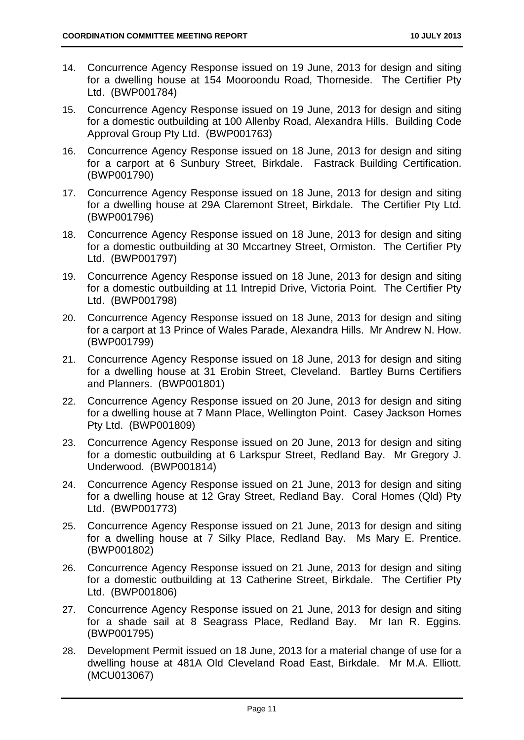14. Concurrence Agency Response issued on 19 June, 2013 for design and siting for a dwelling house at 154 Mooroondu Road, Thorneside. The Certifier Pty Ltd. (BWP001784)

15. Concurrence Agency Response issued on 19 June, 2013 for design and siting for a domestic outbuilding at 100 Allenby Road, Alexandra Hills. Building Code Approval Group Pty Ltd. (BWP001763)

16. Concurrence Agency Response issued on 18 June, 2013 for design and siting for a carport at 6 Sunbury Street, Birkdale. Fastrack Building Certification. (BWP001790)

17. Concurrence Agency Response issued on 18 June, 2013 for design and siting for a dwelling house at 29A Claremont Street, Birkdale. The Certifier Pty Ltd. (BWP001796)

18. Concurrence Agency Response issued on 18 June, 2013 for design and siting for a domestic outbuilding at 30 Mccartney Street, Ormiston. The Certifier Pty Ltd. (BWP001797)

19. Concurrence Agency Response issued on 18 June, 2013 for design and siting for a domestic outbuilding at 11 Intrepid Drive, Victoria Point. The Certifier Pty Ltd. (BWP001798)

20. Concurrence Agency Response issued on 18 June, 2013 for design and siting for a carport at 13 Prince of Wales Parade, Alexandra Hills. Mr Andrew N. How. (BWP001799)

21. Concurrence Agency Response issued on 18 June, 2013 for design and siting for a dwelling house at 31 Erobin Street, Cleveland. Bartley Burns Certifiers and Planners. (BWP001801)

22. Concurrence Agency Response issued on 20 June, 2013 for design and siting for a dwelling house at 7 Mann Place, Wellington Point. Casey Jackson Homes Pty Ltd. (BWP001809)

23. Concurrence Agency Response issued on 20 June, 2013 for design and siting for a domestic outbuilding at 6 Larkspur Street, Redland Bay. Mr Gregory J. Underwood. (BWP001814)

24. Concurrence Agency Response issued on 21 June, 2013 for design and siting for a dwelling house at 12 Gray Street, Redland Bay. Coral Homes (Qld) Pty Ltd. (BWP001773)

25. Concurrence Agency Response issued on 21 June, 2013 for design and siting for a dwelling house at 7 Silky Place, Redland Bay. Ms Mary E. Prentice. (BWP001802)

26. Concurrence Agency Response issued on 21 June, 2013 for design and siting for a domestic outbuilding at 13 Catherine Street, Birkdale. The Certifier Pty Ltd. (BWP001806)

27. Concurrence Agency Response issued on 21 June, 2013 for design and siting for a shade sail at 8 Seagrass Place, Redland Bay. Mr Ian R. Eggins. (BWP001795)

28. Development Permit issued on 18 June, 2013 for a material change of use for a dwelling house at 481A Old Cleveland Road East, Birkdale. Mr M.A. Elliott. (MCU013067)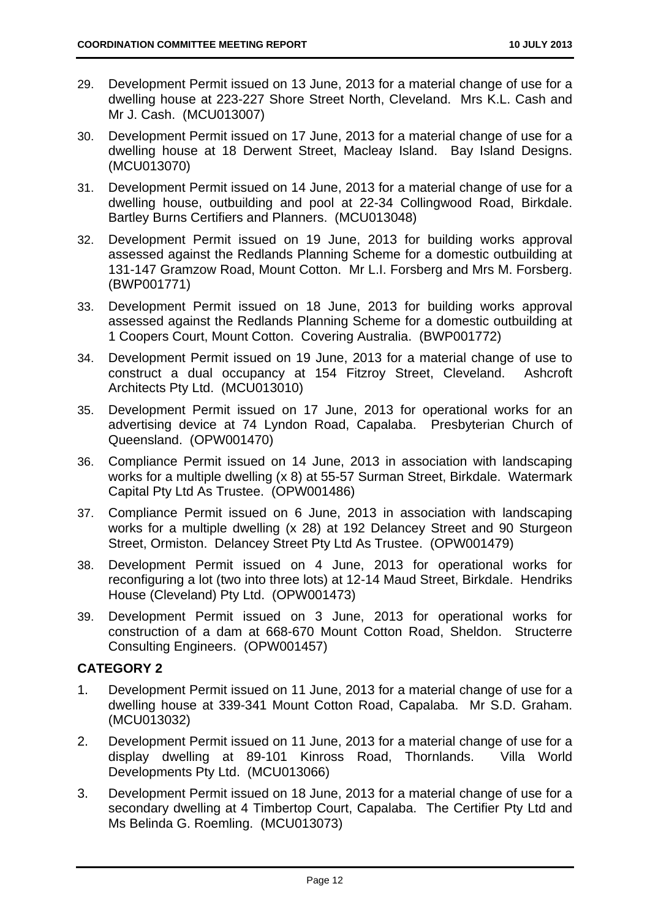29. Development Permit issued on 13 June, 2013 for a material change of use for a dwelling house at 223-227 Shore Street North, Cleveland. Mrs K.L. Cash and Mr J. Cash. (MCU013007)

30. Development Permit issued on 17 June, 2013 for a material change of use for a dwelling house at 18 Derwent Street, Macleay Island. Bay Island Designs. (MCU013070)

31. Development Permit issued on 14 June, 2013 for a material change of use for a dwelling house, outbuilding and pool at 22-34 Collingwood Road, Birkdale. Bartley Burns Certifiers and Planners. (MCU013048)

32. Development Permit issued on 19 June, 2013 for building works approval assessed against the Redlands Planning Scheme for a domestic outbuilding at 131-147 Gramzow Road, Mount Cotton. Mr L.I. Forsberg and Mrs M. Forsberg. (BWP001771)

33. Development Permit issued on 18 June, 2013 for building works approval assessed against the Redlands Planning Scheme for a domestic outbuilding at 1 Coopers Court, Mount Cotton. Covering Australia. (BWP001772)

34. Development Permit issued on 19 June, 2013 for a material change of use to construct a dual occupancy at 154 Fitzroy Street, Cleveland. Ashcroft Architects Pty Ltd. (MCU013010)

35. Development Permit issued on 17 June, 2013 for operational works for an advertising device at 74 Lyndon Road, Capalaba. Presbyterian Church of Queensland. (OPW001470)

36. Compliance Permit issued on 14 June, 2013 in association with landscaping works for a multiple dwelling (x 8) at 55-57 Surman Street, Birkdale. Watermark Capital Pty Ltd As Trustee. (OPW001486)

37. Compliance Permit issued on 6 June, 2013 in association with landscaping works for a multiple dwelling (x 28) at 192 Delancey Street and 90 Sturgeon Street, Ormiston. Delancey Street Pty Ltd As Trustee. (OPW001479)

38. Development Permit issued on 4 June, 2013 for operational works for reconfiguring a lot (two into three lots) at 12-14 Maud Street, Birkdale. Hendriks House (Cleveland) Pty Ltd. (OPW001473)

39. Development Permit issued on 3 June, 2013 for operational works for construction of a dam at 668-670 Mount Cotton Road, Sheldon. Structerre Consulting Engineers. (OPW001457)

## CATEGORY 2

1. Development Permit issued on 11 June, 2013 for a material change of use for a dwelling house at 339-341 Mount Cotton Road, Capalaba. Mr S.D. Graham. (MCU013032)

2. Development Permit issued on 11 June, 2013 for a material change of use for a display dwelling at 89-101 Kinross Road, Thornlands. Villa World Developments Pty Ltd. (MCU013066)

3. Development Permit issued on 18 June, 2013 for a material change of use for a secondary dwelling at 4 Timbertop Court, Capalaba. The Certifier Pty Ltd and Ms Belinda G. Roemling. (MCU013073)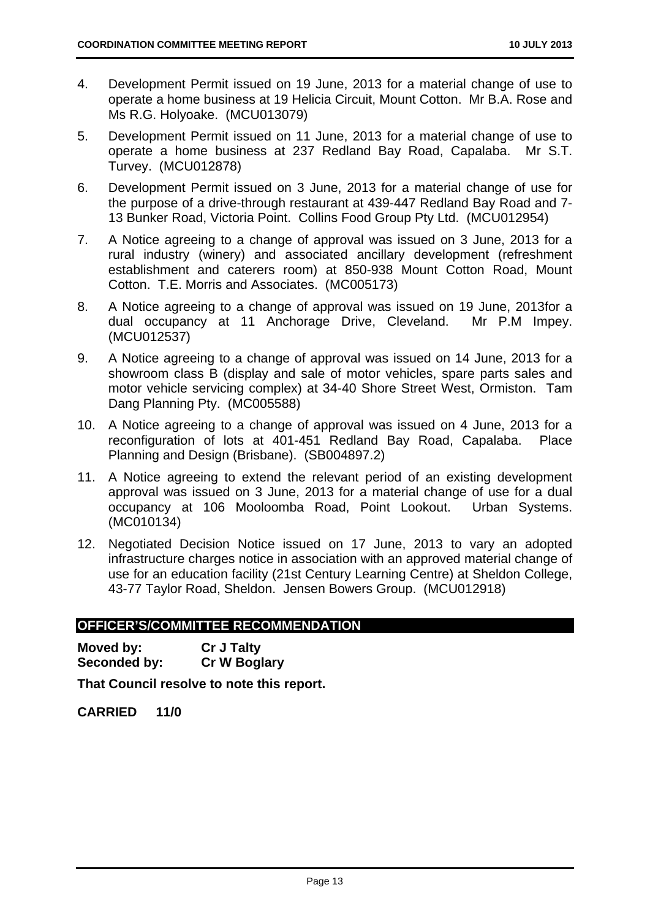4. Development Permit issued on 19 June, 2013 for a material change of use to operate a home business at 19 Helicia Circuit, Mount Cotton. Mr B.A. Rose and Ms R.G. Holyoake. (MCU013079)

5. Development Permit issued on 11 June, 2013 for a material change of use to operate a home business at 237 Redland Bay Road, Capalaba. Mr S.T. Turvey. (MCU012878)

6. Development Permit issued on 3 June, 2013 for a material change of use for the purpose of a drive-through restaurant at 439-447 Redland Bay Road and 7-13 Bunker Road, Victoria Point. Collins Food Group Pty Ltd. (MCU012954)

7. A Notice agreeing to a change of approval was issued on 3 June, 2013 for a rural industry (winery) and associated ancillary development (refreshment establishment and caterers room) at 850-938 Mount Cotton Road, Mount Cotton. T.E. Morris and Associates. (MC005173)

8. A Notice agreeing to a change of approval was issued on 19 June, 2013for a dual occupancy at 11 Anchorage Drive, Cleveland. Mr P.M Impey. (MCU012537)

9. A Notice agreeing to a change of approval was issued on 14 June, 2013 for a showroom class B (display and sale of motor vehicles, spare parts sales and motor vehicle servicing complex) at 34-40 Shore Street West, Ormiston. Tam Dang Planning Pty. (MC005588)

10. A Notice agreeing to a change of approval was issued on 4 June, 2013 for a reconfiguration of lots at 401-451 Redland Bay Road, Capalaba. Place Planning and Design (Brisbane). (SB004897.2)

11. A Notice agreeing to extend the relevant period of an existing development approval was issued on 3 June, 2013 for a material change of use for a dual occupancy at 106 Mooloomba Road, Point Lookout. Urban Systems. (MC010134)

12. Negotiated Decision Notice issued on 17 June, 2013 to vary an adopted infrastructure charges notice in association with an approved material change of use for an education facility (21st Century Learning Centre) at Sheldon College, 43-77 Taylor Road, Sheldon. Jensen Bowers Group. (MCU012918)

## OFFICER'S/COMMITTEE RECOMMENDATION

**Moved by:** **Cr J Talty**
**Seconded by:** **Cr W Boglary**

**That Council resolve to note this report.**

**CARRIED 11/0**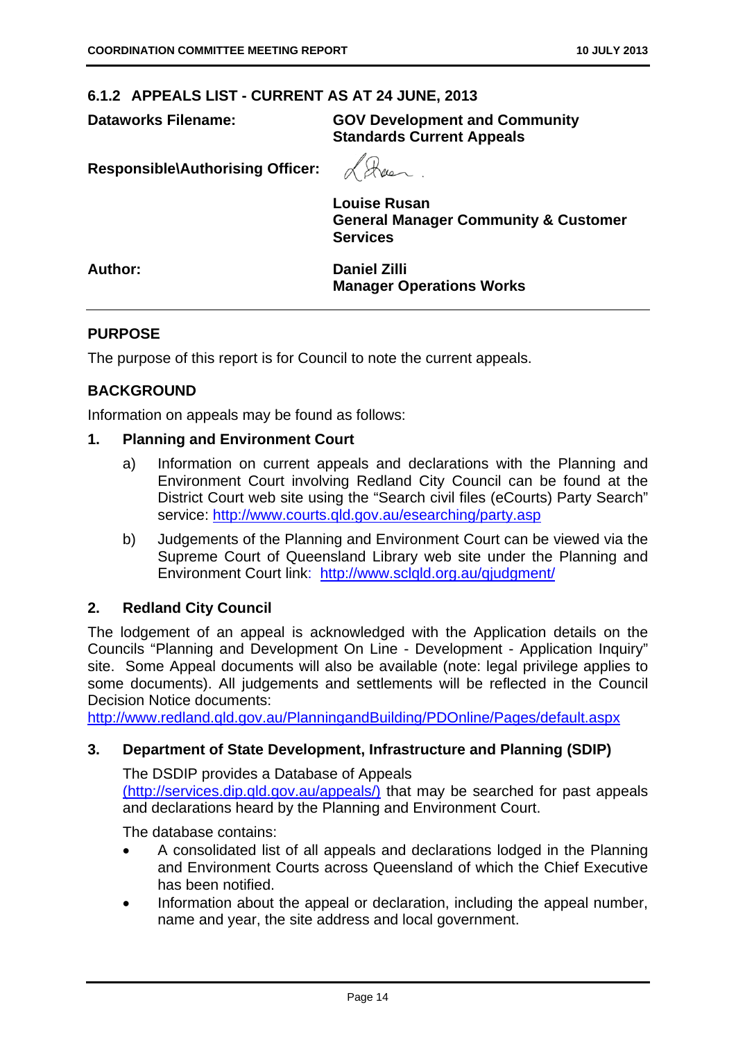## 6.1.2 APPEALS LIST - CURRENT AS AT 24 JUNE, 2013

**Dataworks Filename:** **GOV Development and Community Standards Current Appeals**

**Responsible\Authorising Officer:**

**Louise Rusan**
**General Manager Community & Customer Services**

**Author:** **Daniel Zilli**
**Manager Operations Works**

### PURPOSE

The purpose of this report is for Council to note the current appeals.

### BACKGROUND

Information on appeals may be found as follows:

**1. Planning and Environment Court**

a) Information on current appeals and declarations with the Planning and Environment Court involving Redland City Council can be found at the District Court web site using the "Search civil files (eCourts) Party Search" service: http://www.courts.qld.gov.au/esearching/party.asp

b) Judgements of the Planning and Environment Court can be viewed via the Supreme Court of Queensland Library web site under the Planning and Environment Court link: http://www.sclqld.org.au/qjudgment/

**2. Redland City Council**

The lodgement of an appeal is acknowledged with the Application details on the Councils "Planning and Development On Line - Development - Application Inquiry" site. Some Appeal documents will also be available (note: legal privilege applies to some documents). All judgements and settlements will be reflected in the Council Decision Notice documents:
http://www.redland.qld.gov.au/PlanningandBuilding/PDOnline/Pages/default.aspx

**3. Department of State Development, Infrastructure and Planning (SDIP)**

The DSDIP provides a Database of Appeals (http://services.dip.qld.gov.au/appeals/) that may be searched for past appeals and declarations heard by the Planning and Environment Court.

The database contains:

- A consolidated list of all appeals and declarations lodged in the Planning and Environment Courts across Queensland of which the Chief Executive has been notified.
- Information about the appeal or declaration, including the appeal number, name and year, the site address and local government.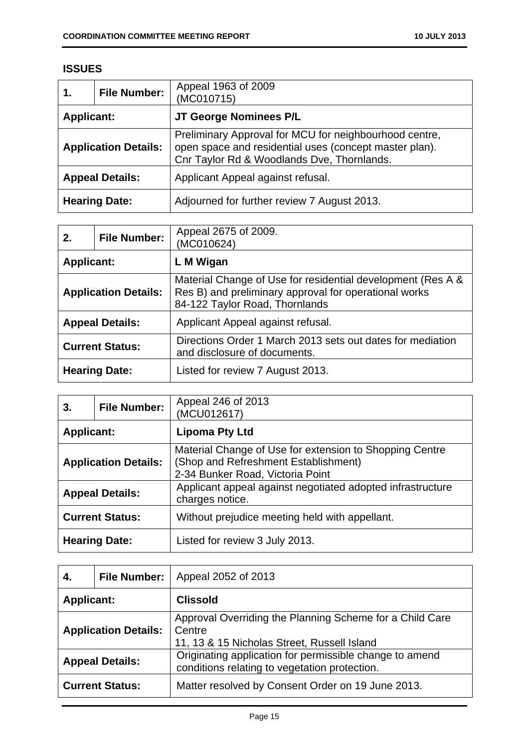## ISSUES

| 1. | File Number: | Appeal 1963 of 2009 (MC010715) |
|---|---|---|
| **Applicant:** | | **JT George Nominees P/L** |
| **Application Details:** | | Preliminary Approval for MCU for neighbourhood centre, open space and residential uses (concept master plan). Cnr Taylor Rd & Woodlands Dve, Thornlands. |
| **Appeal Details:** | | Applicant Appeal against refusal. |
| **Hearing Date:** | | Adjourned for further review 7 August 2013. |

| 2. | File Number: | Appeal 2675 of 2009. (MC010624) |
|---|---|---|
| **Applicant:** | | **L M Wigan** |
| **Application Details:** | | Material Change of Use for residential development (Res A & Res B) and preliminary approval for operational works 84-122 Taylor Road, Thornlands |
| **Appeal Details:** | | Applicant Appeal against refusal. |
| **Current Status:** | | Directions Order 1 March 2013 sets out dates for mediation and disclosure of documents. |
| **Hearing Date:** | | Listed for review 7 August 2013. |

| 3. | File Number: | Appeal 246 of 2013 (MCU012617) |
|---|---|---|
| **Applicant:** | | **Lipoma Pty Ltd** |
| **Application Details:** | | Material Change of Use for extension to Shopping Centre (Shop and Refreshment Establishment) 2-34 Bunker Road, Victoria Point |
| **Appeal Details:** | | Applicant appeal against negotiated adopted infrastructure charges notice. |
| **Current Status:** | | Without prejudice meeting held with appellant. |
| **Hearing Date:** | | Listed for review 3 July 2013. |

| 4. | File Number: | Appeal 2052 of 2013 |
|---|---|---|
| **Applicant:** | | **Clissold** |
| **Application Details:** | | Approval Overriding the Planning Scheme for a Child Care Centre 11, 13 & 15 Nicholas Street, Russell Island |
| **Appeal Details:** | | Originating application for permissible change to amend conditions relating to vegetation protection. |
| **Current Status:** | | Matter resolved by Consent Order on 19 June 2013. |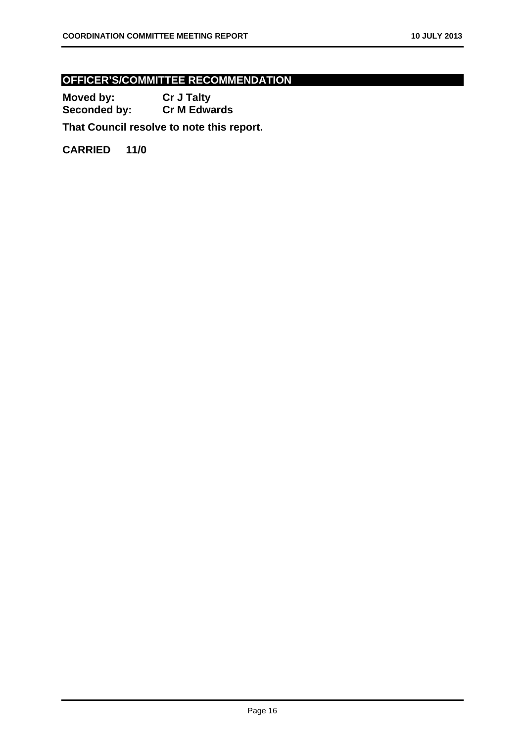## OFFICER'S/COMMITTEE RECOMMENDATION

**Moved by:** **Cr J Talty**
**Seconded by:** **Cr M Edwards**

**That Council resolve to note this report.**

**CARRIED 11/0**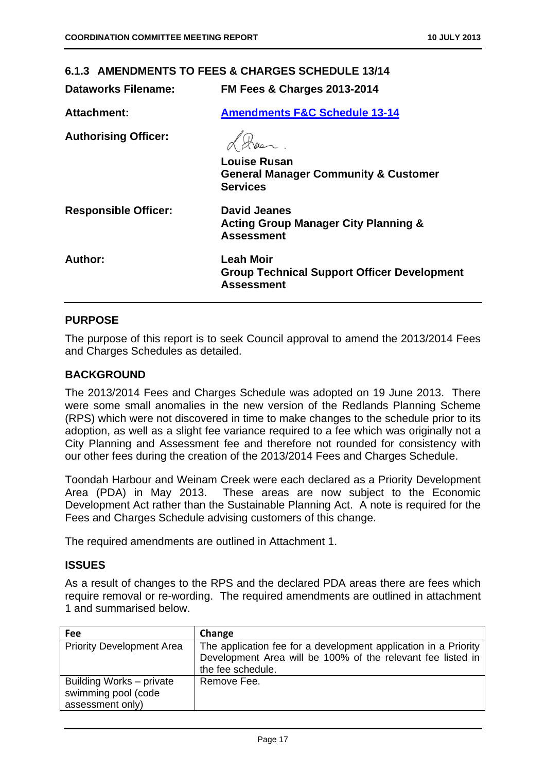### 6.1.3 AMENDMENTS TO FEES & CHARGES SCHEDULE 13/14

**Dataworks Filename:** FM Fees & Charges 2013-2014

**Attachment:** [Amendments F&C Schedule 13-14]

**Authorising Officer:**

**Louise Rusan**
**General Manager Community & Customer Services**

**Responsible Officer:** **David Jeanes**
**Acting Group Manager City Planning & Assessment**

**Author:** **Leah Moir**
**Group Technical Support Officer Development Assessment**

## PURPOSE

The purpose of this report is to seek Council approval to amend the 2013/2014 Fees and Charges Schedules as detailed.

## BACKGROUND

The 2013/2014 Fees and Charges Schedule was adopted on 19 June 2013. There were some small anomalies in the new version of the Redlands Planning Scheme (RPS) which were not discovered in time to make changes to the schedule prior to its adoption, as well as a slight fee variance required to a fee which was originally not a City Planning and Assessment fee and therefore not rounded for consistency with our other fees during the creation of the 2013/2014 Fees and Charges Schedule.

Toondah Harbour and Weinam Creek were each declared as a Priority Development Area (PDA) in May 2013. These areas are now subject to the Economic Development Act rather than the Sustainable Planning Act. A note is required for the Fees and Charges Schedule advising customers of this change.

The required amendments are outlined in Attachment 1.

## ISSUES

As a result of changes to the RPS and the declared PDA areas there are fees which require removal or re-wording. The required amendments are outlined in attachment 1 and summarised below.

| Fee | Change |
|---|---|
| Priority Development Area | The application fee for a development application in a Priority Development Area will be 100% of the relevant fee listed in the fee schedule. |
| Building Works – private swimming pool (code assessment only) | Remove Fee. |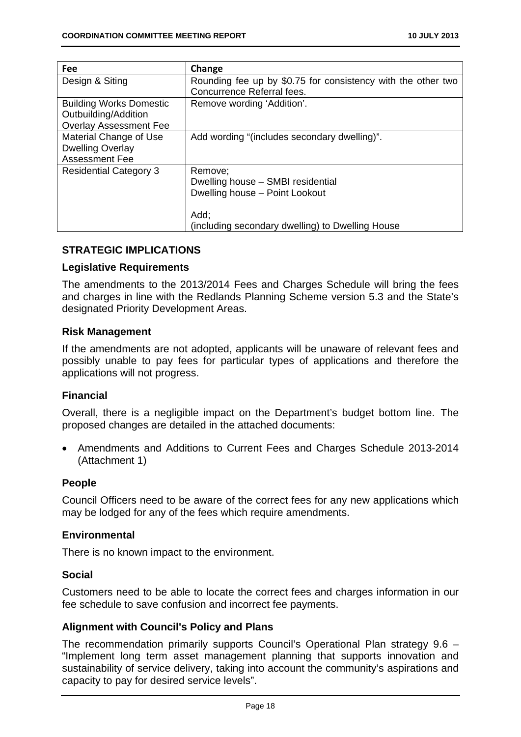| Fee | Change |
|---|---|
| Design & Siting | Rounding fee up by $0.75 for consistency with the other two Concurrence Referral fees. |
| Building Works Domestic Outbuilding/Addition Overlay Assessment Fee | Remove wording 'Addition'. |
| Material Change of Use Dwelling Overlay Assessment Fee | Add wording "(includes secondary dwelling)". |
| Residential Category 3 | Remove;<br>Dwelling house – SMBI residential<br>Dwelling house – Point Lookout<br><br>Add;<br>(including secondary dwelling) to Dwelling House |

## STRATEGIC IMPLICATIONS

### Legislative Requirements

The amendments to the 2013/2014 Fees and Charges Schedule will bring the fees and charges in line with the Redlands Planning Scheme version 5.3 and the State's designated Priority Development Areas.

### Risk Management

If the amendments are not adopted, applicants will be unaware of relevant fees and possibly unable to pay fees for particular types of applications and therefore the applications will not progress.

### Financial

Overall, there is a negligible impact on the Department's budget bottom line. The proposed changes are detailed in the attached documents:

- Amendments and Additions to Current Fees and Charges Schedule 2013-2014 (Attachment 1)

### People

Council Officers need to be aware of the correct fees for any new applications which may be lodged for any of the fees which require amendments.

### Environmental

There is no known impact to the environment.

### Social

Customers need to be able to locate the correct fees and charges information in our fee schedule to save confusion and incorrect fee payments.

### Alignment with Council's Policy and Plans

The recommendation primarily supports Council's Operational Plan strategy 9.6 – "Implement long term asset management planning that supports innovation and sustainability of service delivery, taking into account the community's aspirations and capacity to pay for desired service levels".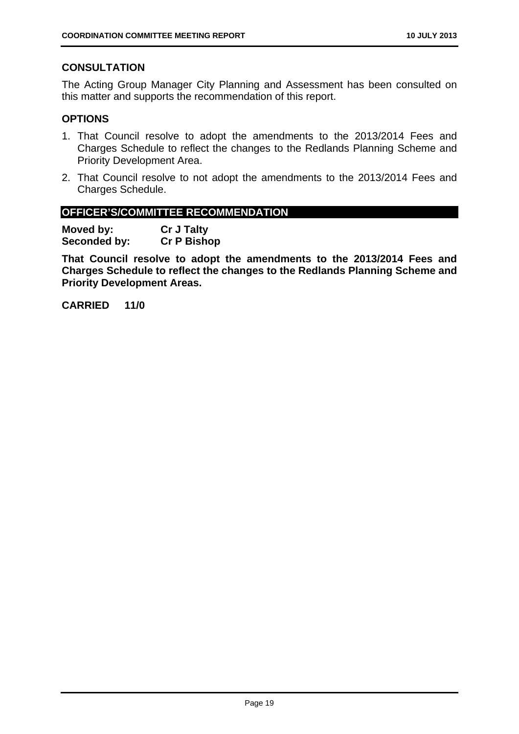## CONSULTATION

The Acting Group Manager City Planning and Assessment has been consulted on this matter and supports the recommendation of this report.

## OPTIONS

1. That Council resolve to adopt the amendments to the 2013/2014 Fees and Charges Schedule to reflect the changes to the Redlands Planning Scheme and Priority Development Area.
2. That Council resolve to not adopt the amendments to the 2013/2014 Fees and Charges Schedule.

## OFFICER'S/COMMITTEE RECOMMENDATION

**Moved by:** **Cr J Talty**
**Seconded by:** **Cr P Bishop**

**That Council resolve to adopt the amendments to the 2013/2014 Fees and Charges Schedule to reflect the changes to the Redlands Planning Scheme and Priority Development Areas.**

**CARRIED 11/0**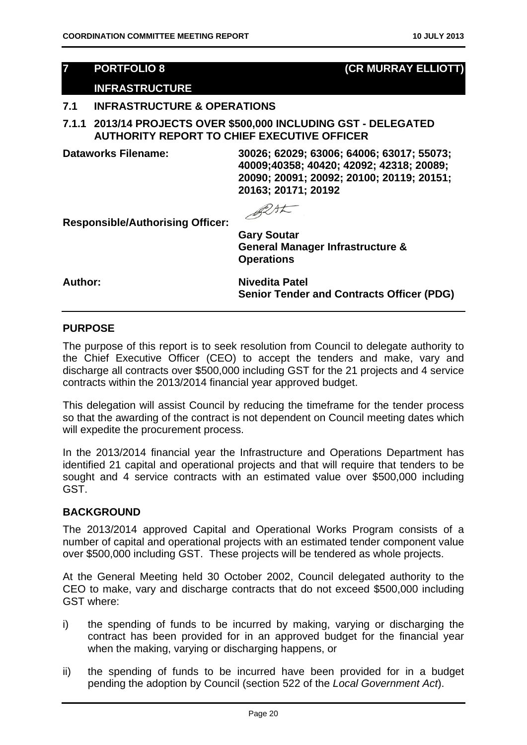## 7 PORTFOLIO 8 (CR MURRAY ELLIOTT)

## INFRASTRUCTURE

### 7.1 INFRASTRUCTURE & OPERATIONS

### 7.1.1 2013/14 PROJECTS OVER $500,000 INCLUDING GST - DELEGATED AUTHORITY REPORT TO CHIEF EXECUTIVE OFFICER

**Dataworks Filename:** **30026; 62029; 63006; 64006; 63017; 55073; 40009;40358; 40420; 42092; 42318; 20089; 20090; 20091; 20092; 20100; 20119; 20151; 20163; 20171; 20192**

**Responsible/Authorising Officer:** **Gary Soutar**
**General Manager Infrastructure & Operations**

**Author:** **Nivedita Patel**
**Senior Tender and Contracts Officer (PDG)**

#### PURPOSE

The purpose of this report is to seek resolution from Council to delegate authority to the Chief Executive Officer (CEO) to accept the tenders and make, vary and discharge all contracts over $500,000 including GST for the 21 projects and 4 service contracts within the 2013/2014 financial year approved budget.

This delegation will assist Council by reducing the timeframe for the tender process so that the awarding of the contract is not dependent on Council meeting dates which will expedite the procurement process.

In the 2013/2014 financial year the Infrastructure and Operations Department has identified 21 capital and operational projects and that will require that tenders to be sought and 4 service contracts with an estimated value over $500,000 including GST.

#### BACKGROUND

The 2013/2014 approved Capital and Operational Works Program consists of a number of capital and operational projects with an estimated tender component value over $500,000 including GST. These projects will be tendered as whole projects.

At the General Meeting held 30 October 2002, Council delegated authority to the CEO to make, vary and discharge contracts that do not exceed $500,000 including GST where:

i) the spending of funds to be incurred by making, varying or discharging the contract has been provided for in an approved budget for the financial year when the making, varying or discharging happens, or

ii) the spending of funds to be incurred have been provided for in a budget pending the adoption by Council (section 522 of the *Local Government Act*).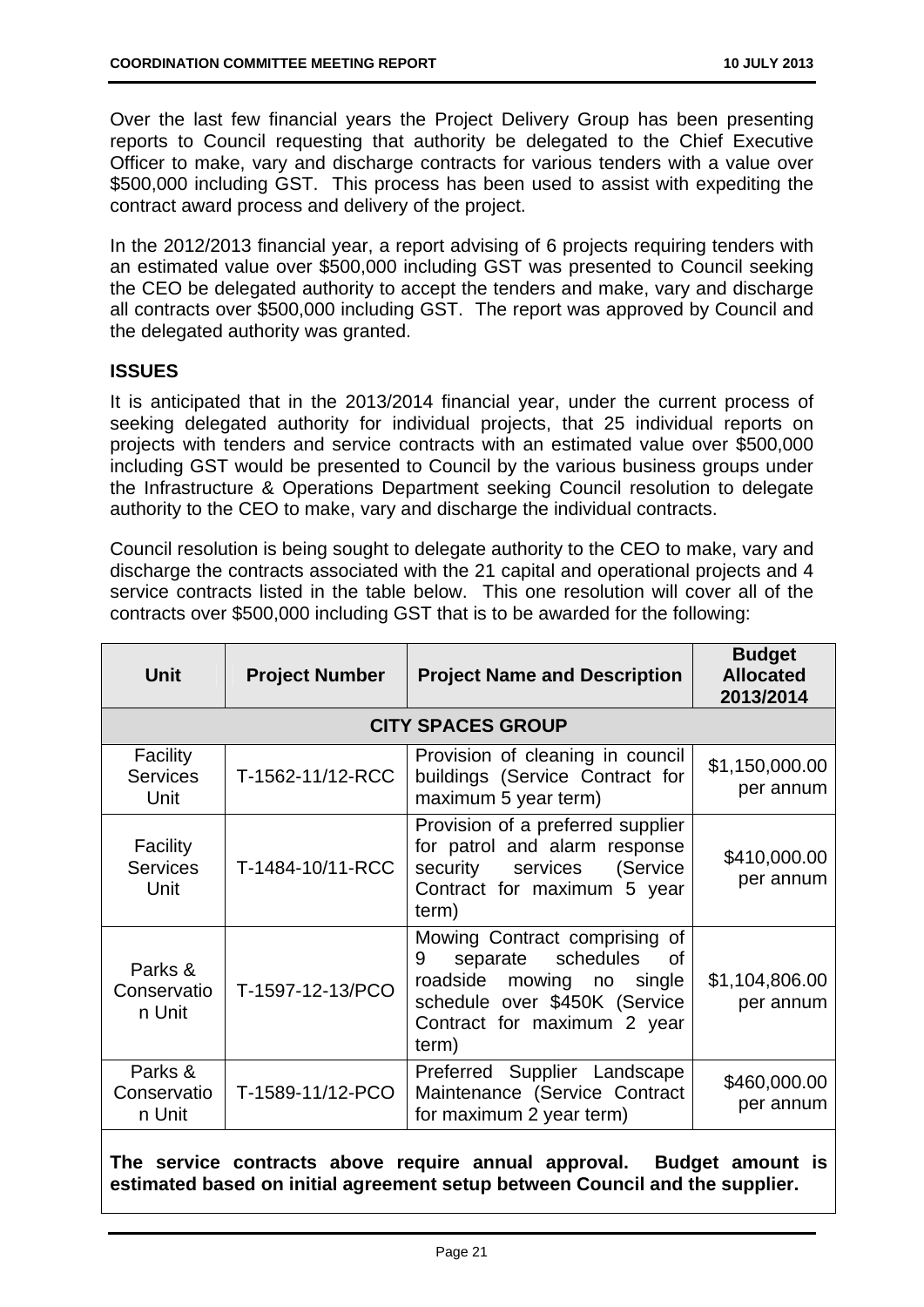Over the last few financial years the Project Delivery Group has been presenting reports to Council requesting that authority be delegated to the Chief Executive Officer to make, vary and discharge contracts for various tenders with a value over $500,000 including GST. This process has been used to assist with expediting the contract award process and delivery of the project.

In the 2012/2013 financial year, a report advising of 6 projects requiring tenders with an estimated value over $500,000 including GST was presented to Council seeking the CEO be delegated authority to accept the tenders and make, vary and discharge all contracts over $500,000 including GST. The report was approved by Council and the delegated authority was granted.

## ISSUES

It is anticipated that in the 2013/2014 financial year, under the current process of seeking delegated authority for individual projects, that 25 individual reports on projects with tenders and service contracts with an estimated value over $500,000 including GST would be presented to Council by the various business groups under the Infrastructure & Operations Department seeking Council resolution to delegate authority to the CEO to make, vary and discharge the individual contracts.

Council resolution is being sought to delegate authority to the CEO to make, vary and discharge the contracts associated with the 21 capital and operational projects and 4 service contracts listed in the table below. This one resolution will cover all of the contracts over $500,000 including GST that is to be awarded for the following:

| Unit | Project Number | Project Name and Description | Budget Allocated 2013/2014 |
|---|---|---|---|
| **CITY SPACES GROUP** | | | |
| Facility Services Unit | T-1562-11/12-RCC | Provision of cleaning in council buildings (Service Contract for maximum 5 year term) | $1,150,000.00 per annum |
| Facility Services Unit | T-1484-10/11-RCC | Provision of a preferred supplier for patrol and alarm response security services (Service Contract for maximum 5 year term) | $410,000.00 per annum |
| Parks & Conservation Unit | T-1597-12-13/PCO | Mowing Contract comprising of 9 separate schedules of roadside mowing no single schedule over $450K (Service Contract for maximum 2 year term) | $1,104,806.00 per annum |
| Parks & Conservation Unit | T-1589-11/12-PCO | Preferred Supplier Landscape Maintenance (Service Contract for maximum 2 year term) | $460,000.00 per annum |
| **The service contracts above require annual approval. Budget amount is estimated based on initial agreement setup between Council and the supplier.** | | | |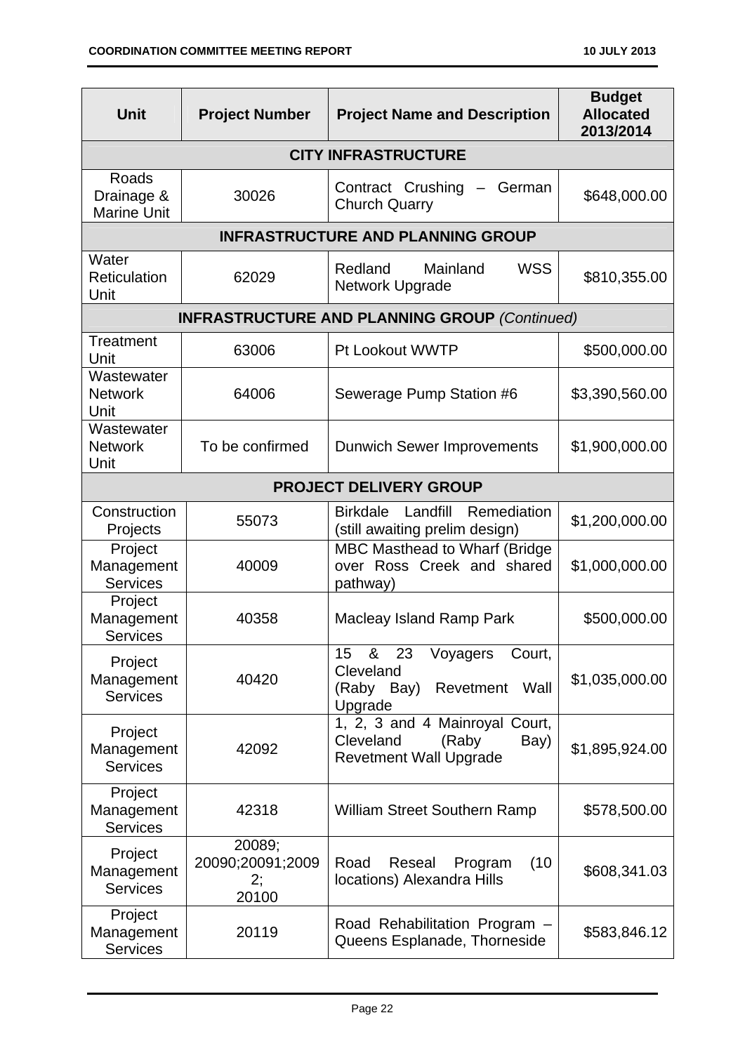| Unit | Project Number | Project Name and Description | Budget Allocated 2013/2014 |
|---|---|---|---|
| **CITY INFRASTRUCTURE** | | | |
| Roads Drainage & Marine Unit | 30026 | Contract Crushing – German Church Quarry | $648,000.00 |
| **INFRASTRUCTURE AND PLANNING GROUP** | | | |
| Water Reticulation Unit | 62029 | Redland Mainland WSS Network Upgrade | $810,355.00 |
| **INFRASTRUCTURE AND PLANNING GROUP** *(Continued)* | | | |
| Treatment Unit | 63006 | Pt Lookout WWTP | $500,000.00 |
| Wastewater Network Unit | 64006 | Sewerage Pump Station #6 | $3,390,560.00 |
| Wastewater Network Unit | To be confirmed | Dunwich Sewer Improvements | $1,900,000.00 |
| **PROJECT DELIVERY GROUP** | | | |
| Construction Projects | 55073 | Birkdale Landfill Remediation (still awaiting prelim design) | $1,200,000.00 |
| Project Management Services | 40009 | MBC Masthead to Wharf (Bridge over Ross Creek and shared pathway) | $1,000,000.00 |
| Project Management Services | 40358 | Macleay Island Ramp Park | $500,000.00 |
| Project Management Services | 40420 | 15 & 23 Voyagers Court, Cleveland (Raby Bay) Revetment Wall Upgrade | $1,035,000.00 |
| Project Management Services | 42092 | 1, 2, 3 and 4 Mainroyal Court, Cleveland (Raby Bay) Revetment Wall Upgrade | $1,895,924.00 |
| Project Management Services | 42318 | William Street Southern Ramp | $578,500.00 |
| Project Management Services | 20089; 20090;20091;20092; 20100 | Road Reseal Program (10 locations) Alexandra Hills | $608,341.03 |
| Project Management Services | 20119 | Road Rehabilitation Program – Queens Esplanade, Thorneside | $583,846.12 |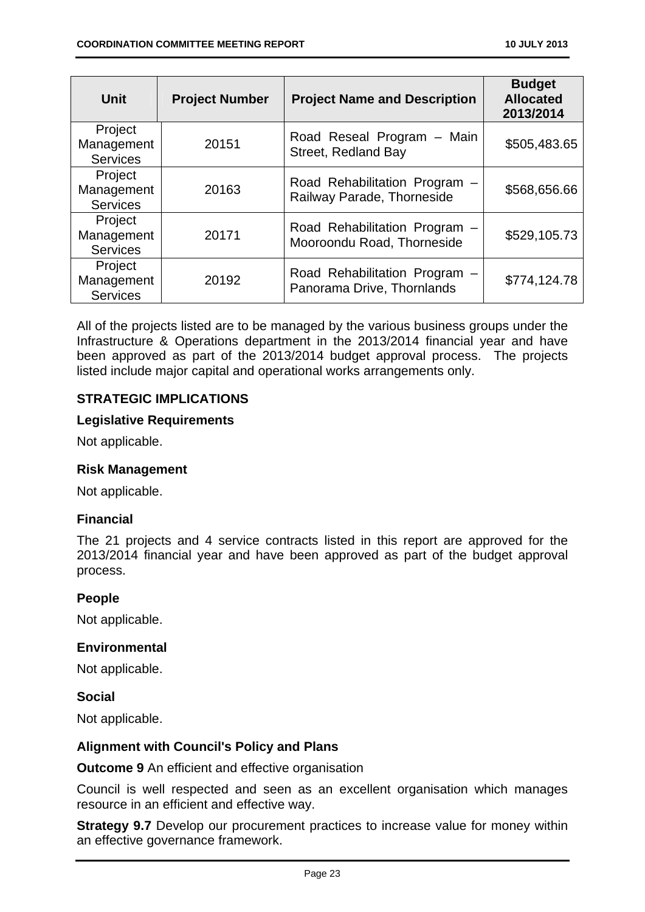| Unit | Project Number | Project Name and Description | Budget Allocated 2013/2014 |
|---|---|---|---|
| Project Management Services | 20151 | Road Reseal Program – Main Street, Redland Bay | $505,483.65 |
| Project Management Services | 20163 | Road Rehabilitation Program – Railway Parade, Thorneside | $568,656.66 |
| Project Management Services | 20171 | Road Rehabilitation Program – Mooroondu Road, Thorneside | $529,105.73 |
| Project Management Services | 20192 | Road Rehabilitation Program – Panorama Drive, Thornlands | $774,124.78 |

All of the projects listed are to be managed by the various business groups under the Infrastructure & Operations department in the 2013/2014 financial year and have been approved as part of the 2013/2014 budget approval process. The projects listed include major capital and operational works arrangements only.

## STRATEGIC IMPLICATIONS

### Legislative Requirements

Not applicable.

### Risk Management

Not applicable.

### Financial

The 21 projects and 4 service contracts listed in this report are approved for the 2013/2014 financial year and have been approved as part of the budget approval process.

### People

Not applicable.

### Environmental

Not applicable.

### Social

Not applicable.

### Alignment with Council's Policy and Plans

**Outcome 9** An efficient and effective organisation

Council is well respected and seen as an excellent organisation which manages resource in an efficient and effective way.

**Strategy 9.7** Develop our procurement practices to increase value for money within an effective governance framework.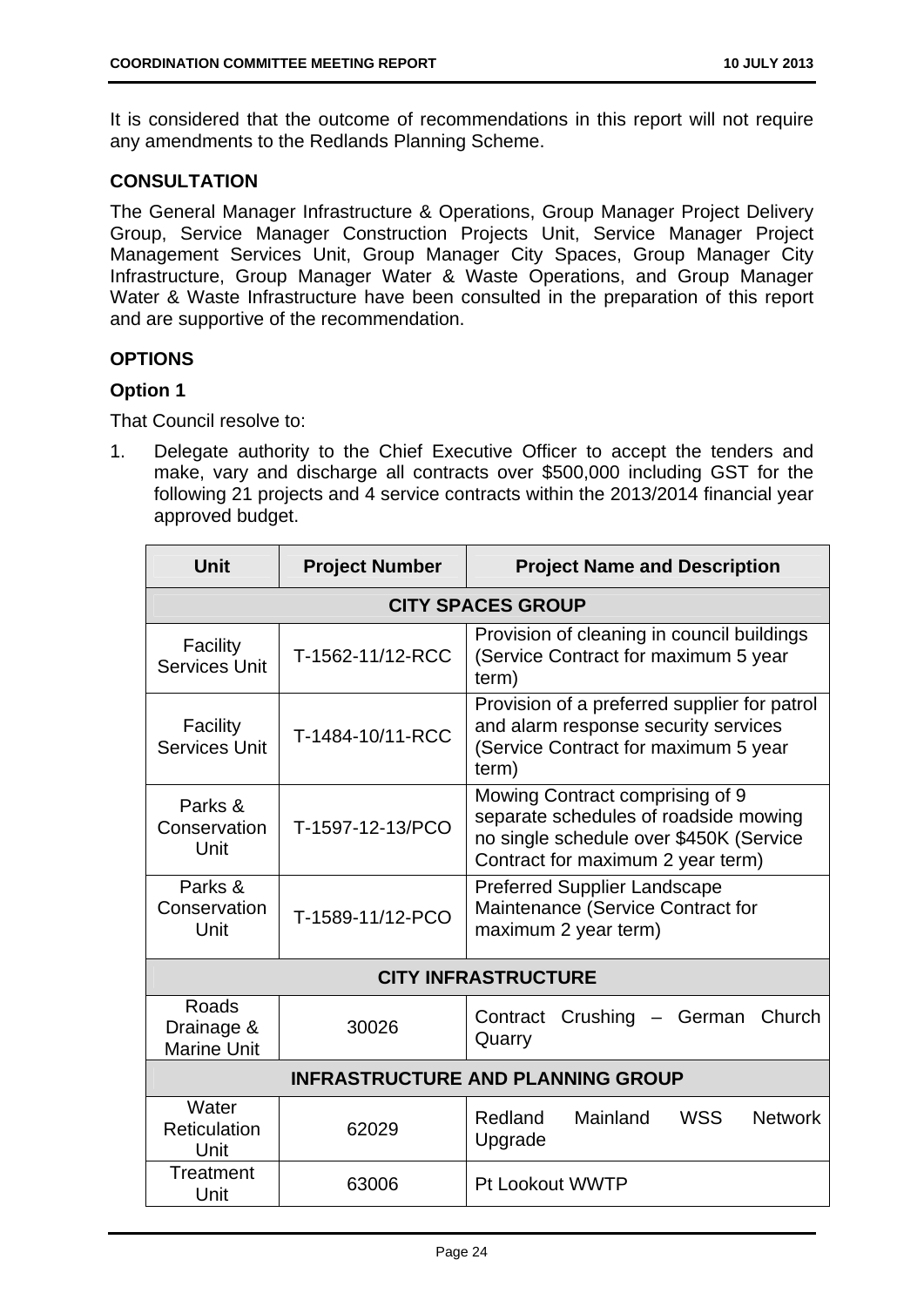It is considered that the outcome of recommendations in this report will not require any amendments to the Redlands Planning Scheme.

## CONSULTATION

The General Manager Infrastructure & Operations, Group Manager Project Delivery Group, Service Manager Construction Projects Unit, Service Manager Project Management Services Unit, Group Manager City Spaces, Group Manager City Infrastructure, Group Manager Water & Waste Operations, and Group Manager Water & Waste Infrastructure have been consulted in the preparation of this report and are supportive of the recommendation.

## OPTIONS

### Option 1

That Council resolve to:

1. Delegate authority to the Chief Executive Officer to accept the tenders and make, vary and discharge all contracts over $500,000 including GST for the following 21 projects and 4 service contracts within the 2013/2014 financial year approved budget.

| Unit | Project Number | Project Name and Description |
|---|---|---|
| **CITY SPACES GROUP** | | |
| Facility Services Unit | T-1562-11/12-RCC | Provision of cleaning in council buildings (Service Contract for maximum 5 year term) |
| Facility Services Unit | T-1484-10/11-RCC | Provision of a preferred supplier for patrol and alarm response security services (Service Contract for maximum 5 year term) |
| Parks & Conservation Unit | T-1597-12-13/PCO | Mowing Contract comprising of 9 separate schedules of roadside mowing no single schedule over $450K (Service Contract for maximum 2 year term) |
| Parks & Conservation Unit | T-1589-11/12-PCO | Preferred Supplier Landscape Maintenance (Service Contract for maximum 2 year term) |
| **CITY INFRASTRUCTURE** | | |
| Roads Drainage & Marine Unit | 30026 | Contract Crushing – German Church Quarry |
| **INFRASTRUCTURE AND PLANNING GROUP** | | |
| Water Reticulation Unit | 62029 | Redland Mainland WSS Network Upgrade |
| Treatment Unit | 63006 | Pt Lookout WWTP |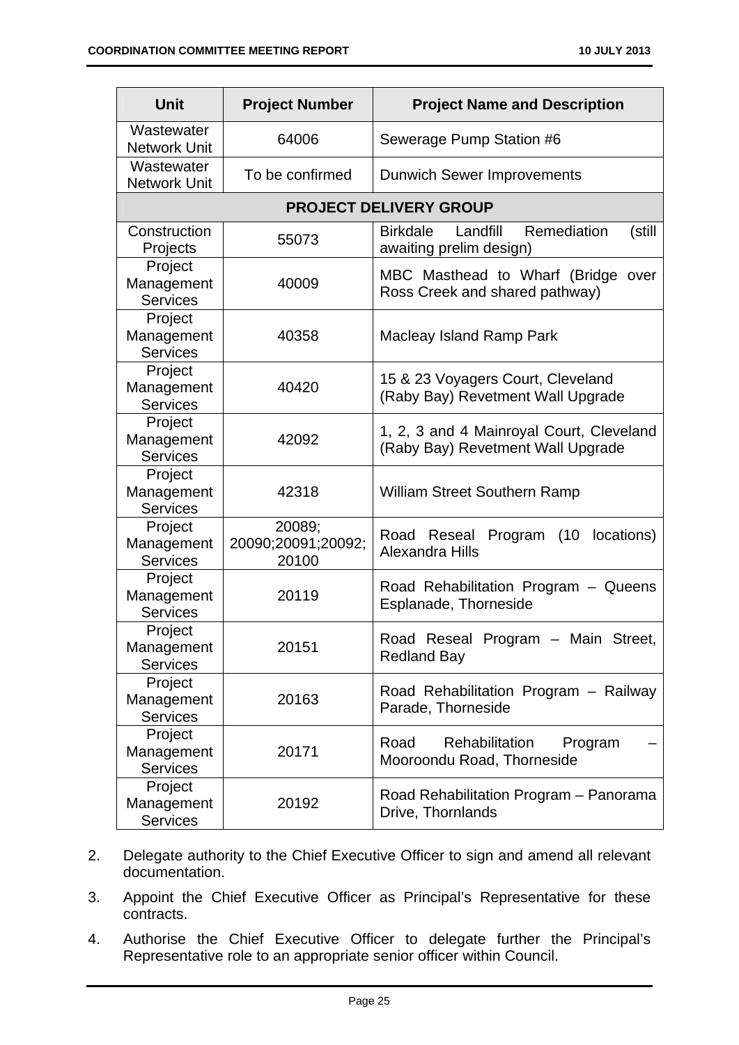| Unit | Project Number | Project Name and Description |
|---|---|---|
| Wastewater Network Unit | 64006 | Sewerage Pump Station #6 |
| Wastewater Network Unit | To be confirmed | Dunwich Sewer Improvements |
| **PROJECT DELIVERY GROUP** | | |
| Construction Projects | 55073 | Birkdale Landfill Remediation (still awaiting prelim design) |
| Project Management Services | 40009 | MBC Masthead to Wharf (Bridge over Ross Creek and shared pathway) |
| Project Management Services | 40358 | Macleay Island Ramp Park |
| Project Management Services | 40420 | 15 & 23 Voyagers Court, Cleveland (Raby Bay) Revetment Wall Upgrade |
| Project Management Services | 42092 | 1, 2, 3 and 4 Mainroyal Court, Cleveland (Raby Bay) Revetment Wall Upgrade |
| Project Management Services | 42318 | William Street Southern Ramp |
| Project Management Services | 20089; 20090;20091;20092; 20100 | Road Reseal Program (10 locations) Alexandra Hills |
| Project Management Services | 20119 | Road Rehabilitation Program – Queens Esplanade, Thorneside |
| Project Management Services | 20151 | Road Reseal Program – Main Street, Redland Bay |
| Project Management Services | 20163 | Road Rehabilitation Program – Railway Parade, Thorneside |
| Project Management Services | 20171 | Road Rehabilitation Program – Mooroondu Road, Thorneside |
| Project Management Services | 20192 | Road Rehabilitation Program – Panorama Drive, Thornlands |

2. Delegate authority to the Chief Executive Officer to sign and amend all relevant documentation.

3. Appoint the Chief Executive Officer as Principal's Representative for these contracts.

4. Authorise the Chief Executive Officer to delegate further the Principal's Representative role to an appropriate senior officer within Council.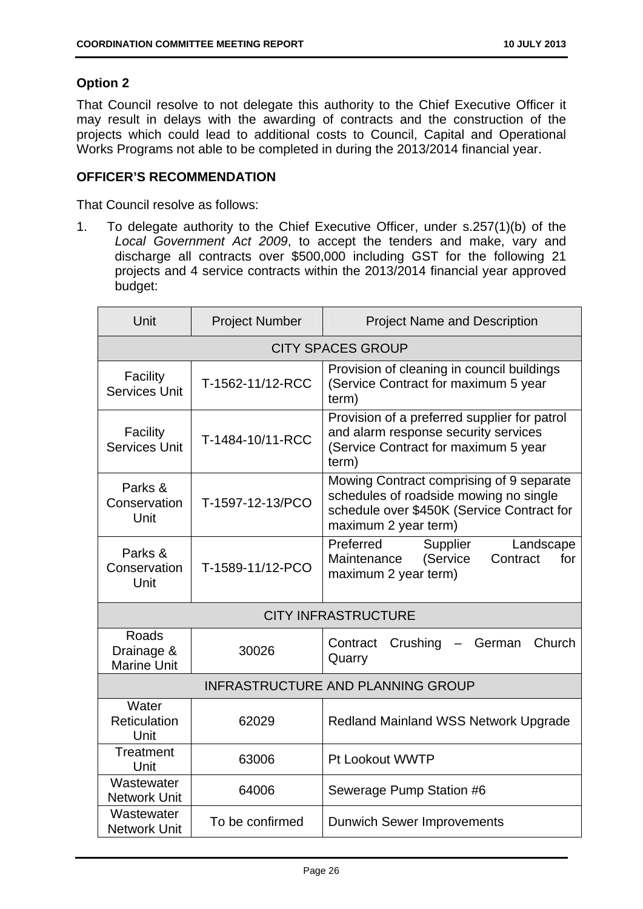### Option 2

That Council resolve to not delegate this authority to the Chief Executive Officer it may result in delays with the awarding of contracts and the construction of the projects which could lead to additional costs to Council, Capital and Operational Works Programs not able to be completed in during the 2013/2014 financial year.

### OFFICER'S RECOMMENDATION

That Council resolve as follows:

1. To delegate authority to the Chief Executive Officer, under s.257(1)(b) of the *Local Government Act 2009*, to accept the tenders and make, vary and discharge all contracts over $500,000 including GST for the following 21 projects and 4 service contracts within the 2013/2014 financial year approved budget:

| Unit | Project Number | Project Name and Description |
|---|---|---|
| CITY SPACES GROUP | | |
| Facility Services Unit | T-1562-11/12-RCC | Provision of cleaning in council buildings (Service Contract for maximum 5 year term) |
| Facility Services Unit | T-1484-10/11-RCC | Provision of a preferred supplier for patrol and alarm response security services (Service Contract for maximum 5 year term) |
| Parks & Conservation Unit | T-1597-12-13/PCO | Mowing Contract comprising of 9 separate schedules of roadside mowing no single schedule over $450K (Service Contract for maximum 2 year term) |
| Parks & Conservation Unit | T-1589-11/12-PCO | Preferred Supplier Landscape Maintenance (Service Contract for maximum 2 year term) |
| CITY INFRASTRUCTURE | | |
| Roads Drainage & Marine Unit | 30026 | Contract Crushing – German Church Quarry |
| INFRASTRUCTURE AND PLANNING GROUP | | |
| Water Reticulation Unit | 62029 | Redland Mainland WSS Network Upgrade |
| Treatment Unit | 63006 | Pt Lookout WWTP |
| Wastewater Network Unit | 64006 | Sewerage Pump Station #6 |
| Wastewater Network Unit | To be confirmed | Dunwich Sewer Improvements |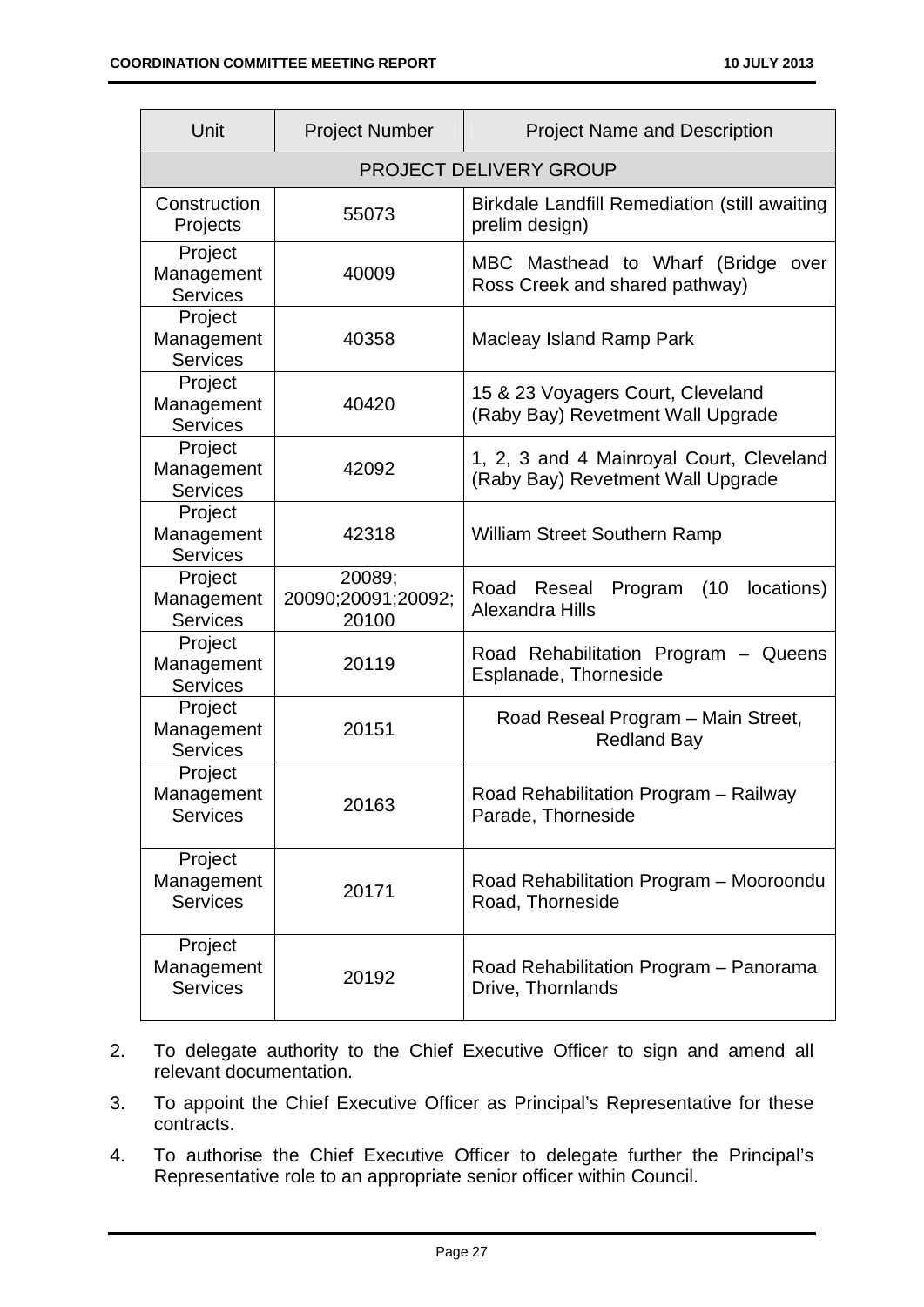| Unit | Project Number | Project Name and Description |
|---|---|---|
| PROJECT DELIVERY GROUP | | |
| Construction Projects | 55073 | Birkdale Landfill Remediation (still awaiting prelim design) |
| Project Management Services | 40009 | MBC Masthead to Wharf (Bridge over Ross Creek and shared pathway) |
| Project Management Services | 40358 | Macleay Island Ramp Park |
| Project Management Services | 40420 | 15 & 23 Voyagers Court, Cleveland (Raby Bay) Revetment Wall Upgrade |
| Project Management Services | 42092 | 1, 2, 3 and 4 Mainroyal Court, Cleveland (Raby Bay) Revetment Wall Upgrade |
| Project Management Services | 42318 | William Street Southern Ramp |
| Project Management Services | 20089; 20090;20091;20092; 20100 | Road Reseal Program (10 locations) Alexandra Hills |
| Project Management Services | 20119 | Road Rehabilitation Program – Queens Esplanade, Thorneside |
| Project Management Services | 20151 | Road Reseal Program – Main Street, Redland Bay |
| Project Management Services | 20163 | Road Rehabilitation Program – Railway Parade, Thorneside |
| Project Management Services | 20171 | Road Rehabilitation Program – Mooroondu Road, Thorneside |
| Project Management Services | 20192 | Road Rehabilitation Program – Panorama Drive, Thornlands |

2. To delegate authority to the Chief Executive Officer to sign and amend all relevant documentation.

3. To appoint the Chief Executive Officer as Principal's Representative for these contracts.

4. To authorise the Chief Executive Officer to delegate further the Principal's Representative role to an appropriate senior officer within Council.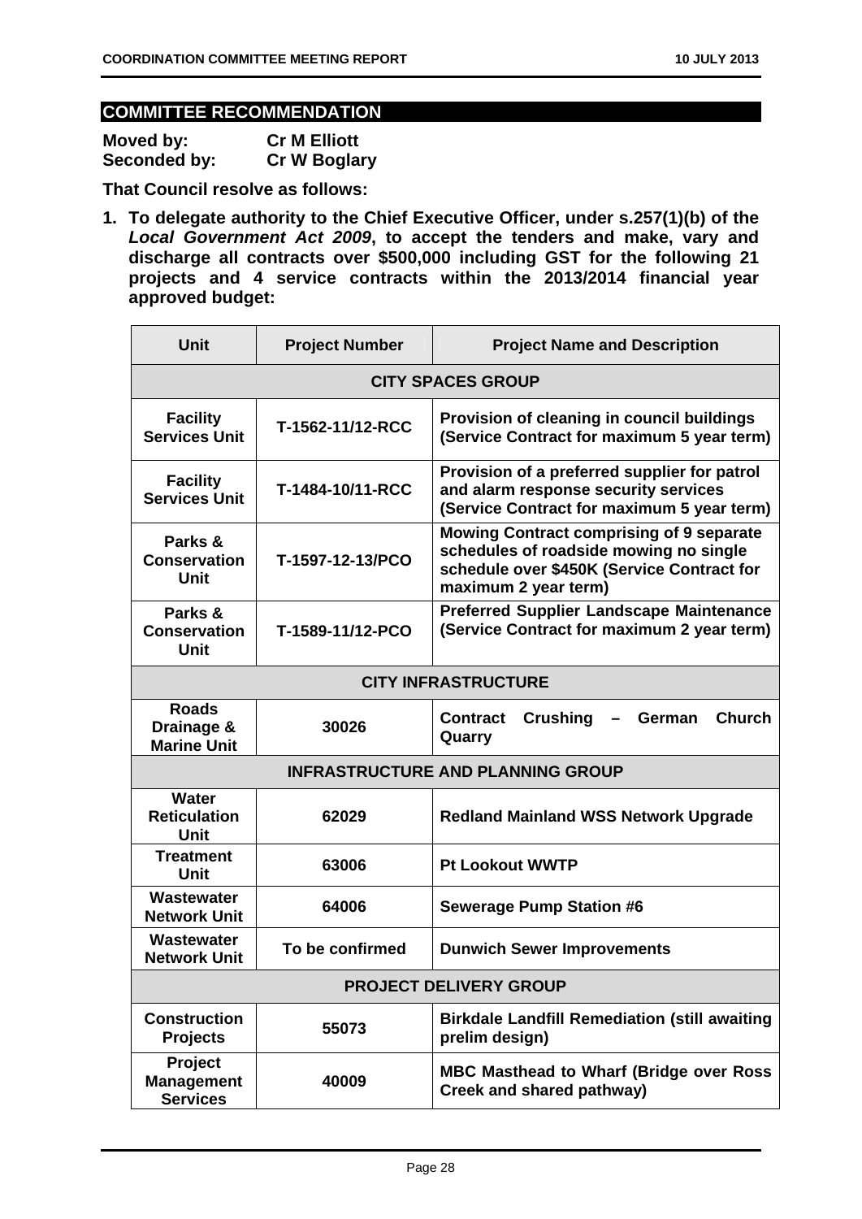## COMMITTEE RECOMMENDATION

**Moved by:** **Cr M Elliott**
**Seconded by:** **Cr W Boglary**

**That Council resolve as follows:**

1. **To delegate authority to the Chief Executive Officer, under s.257(1)(b) of the *Local Government Act 2009*, to accept the tenders and make, vary and discharge all contracts over $500,000 including GST for the following 21 projects and 4 service contracts within the 2013/2014 financial year approved budget:**

| Unit | Project Number | Project Name and Description |
|---|---|---|
| **CITY SPACES GROUP** | | |
| **Facility Services Unit** | **T-1562-11/12-RCC** | **Provision of cleaning in council buildings (Service Contract for maximum 5 year term)** |
| **Facility Services Unit** | **T-1484-10/11-RCC** | **Provision of a preferred supplier for patrol and alarm response security services (Service Contract for maximum 5 year term)** |
| **Parks & Conservation Unit** | **T-1597-12-13/PCO** | **Mowing Contract comprising of 9 separate schedules of roadside mowing no single schedule over $450K (Service Contract for maximum 2 year term)** |
| **Parks & Conservation Unit** | **T-1589-11/12-PCO** | **Preferred Supplier Landscape Maintenance (Service Contract for maximum 2 year term)** |
| **CITY INFRASTRUCTURE** | | |
| **Roads Drainage & Marine Unit** | **30026** | **Contract Crushing – German Church Quarry** |
| **INFRASTRUCTURE AND PLANNING GROUP** | | |
| **Water Reticulation Unit** | **62029** | **Redland Mainland WSS Network Upgrade** |
| **Treatment Unit** | **63006** | **Pt Lookout WWTP** |
| **Wastewater Network Unit** | **64006** | **Sewerage Pump Station #6** |
| **Wastewater Network Unit** | **To be confirmed** | **Dunwich Sewer Improvements** |
| **PROJECT DELIVERY GROUP** | | |
| **Construction Projects** | **55073** | **Birkdale Landfill Remediation (still awaiting prelim design)** |
| **Project Management Services** | **40009** | **MBC Masthead to Wharf (Bridge over Ross Creek and shared pathway)** |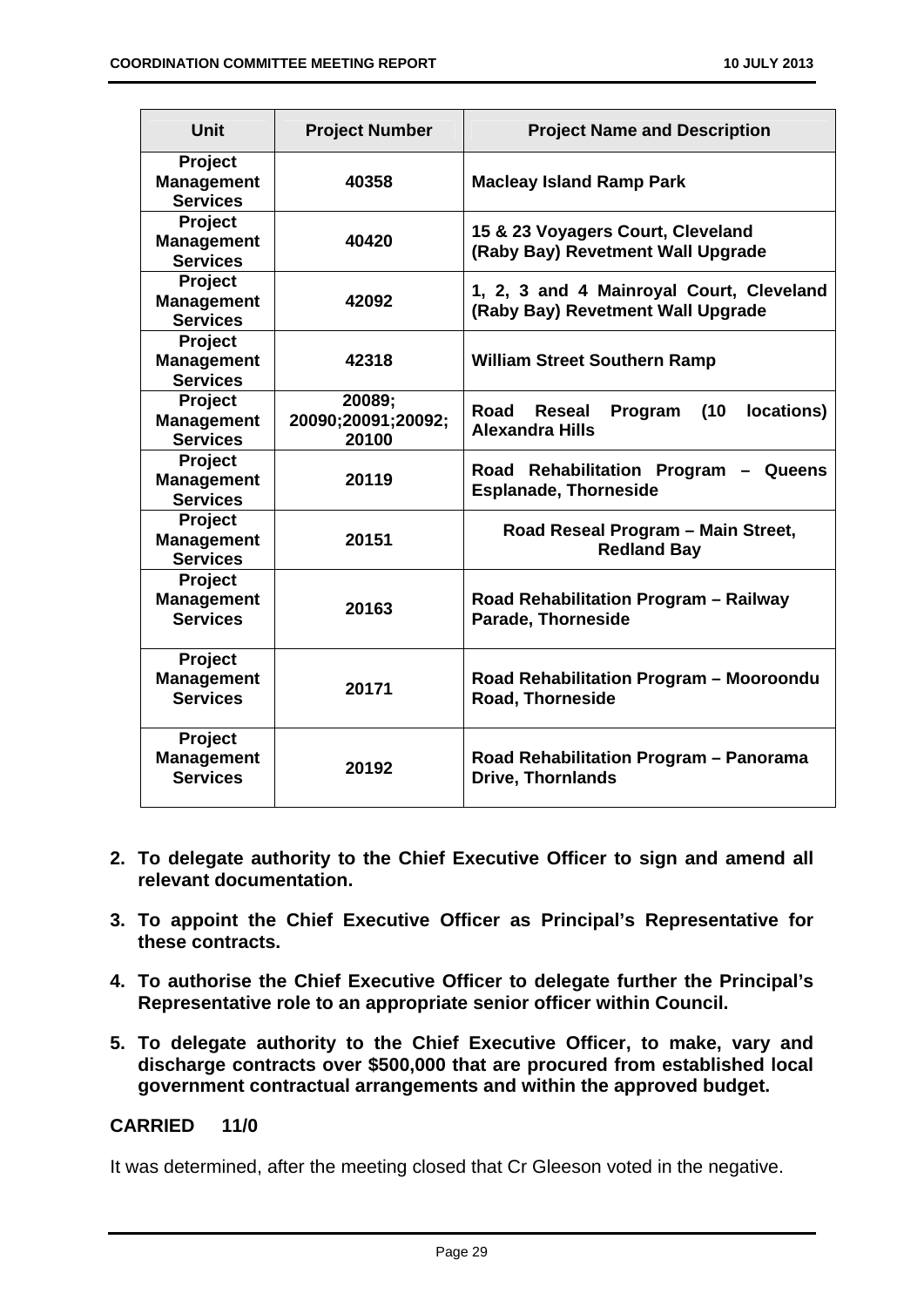| Unit | Project Number | Project Name and Description |
| --- | --- | --- |
| **Project Management Services** | **40358** | **Macleay Island Ramp Park** |
| **Project Management Services** | **40420** | **15 & 23 Voyagers Court, Cleveland (Raby Bay) Revetment Wall Upgrade** |
| **Project Management Services** | **42092** | **1, 2, 3 and 4 Mainroyal Court, Cleveland (Raby Bay) Revetment Wall Upgrade** |
| **Project Management Services** | **42318** | **William Street Southern Ramp** |
| **Project Management Services** | **20089; 20090;20091;20092; 20100** | **Road Reseal Program (10 locations) Alexandra Hills** |
| **Project Management Services** | **20119** | **Road Rehabilitation Program – Queens Esplanade, Thorneside** |
| **Project Management Services** | **20151** | **Road Reseal Program – Main Street, Redland Bay** |
| **Project Management Services** | **20163** | **Road Rehabilitation Program – Railway Parade, Thorneside** |
| **Project Management Services** | **20171** | **Road Rehabilitation Program – Mooroondu Road, Thorneside** |
| **Project Management Services** | **20192** | **Road Rehabilitation Program – Panorama Drive, Thornlands** |

2. **To delegate authority to the Chief Executive Officer to sign and amend all relevant documentation.**

3. **To appoint the Chief Executive Officer as Principal's Representative for these contracts.**

4. **To authorise the Chief Executive Officer to delegate further the Principal's Representative role to an appropriate senior officer within Council.**

5. **To delegate authority to the Chief Executive Officer, to make, vary and discharge contracts over $500,000 that are procured from established local government contractual arrangements and within the approved budget.**

**CARRIED 11/0**

It was determined, after the meeting closed that Cr Gleeson voted in the negative.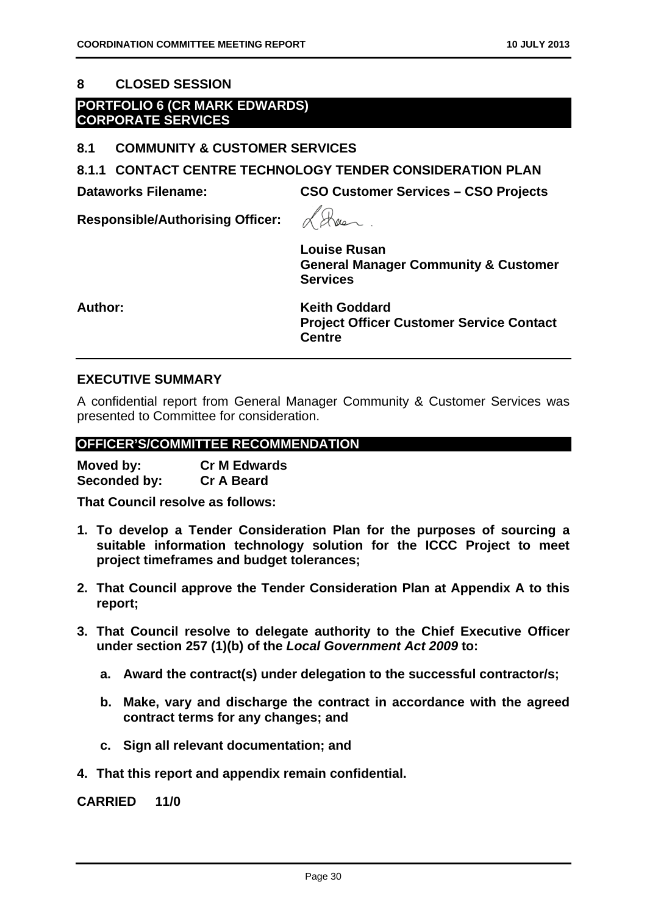## 8 CLOSED SESSION

**PORTFOLIO 6 (CR MARK EDWARDS) CORPORATE SERVICES**

### 8.1 COMMUNITY & CUSTOMER SERVICES

### 8.1.1 CONTACT CENTRE TECHNOLOGY TENDER CONSIDERATION PLAN

**Dataworks Filename:** **CSO Customer Services – CSO Projects**

**Responsible/Authorising Officer:**

**Louise Rusan**
**General Manager Community & Customer Services**

**Author:** **Keith Goddard**
**Project Officer Customer Service Contact Centre**

## EXECUTIVE SUMMARY

A confidential report from General Manager Community & Customer Services was presented to Committee for consideration.

## OFFICER'S/COMMITTEE RECOMMENDATION

**Moved by:** **Cr M Edwards**
**Seconded by:** **Cr A Beard**

**That Council resolve as follows:**

1. **To develop a Tender Consideration Plan for the purposes of sourcing a suitable information technology solution for the ICCC Project to meet project timeframes and budget tolerances;**
2. **That Council approve the Tender Consideration Plan at Appendix A to this report;**
3. **That Council resolve to delegate authority to the Chief Executive Officer under section 257 (1)(b) of the *Local Government Act 2009* to:**
   a. **Award the contract(s) under delegation to the successful contractor/s;**
   b. **Make, vary and discharge the contract in accordance with the agreed contract terms for any changes; and**
   c. **Sign all relevant documentation; and**
4. **That this report and appendix remain confidential.**

**CARRIED 11/0**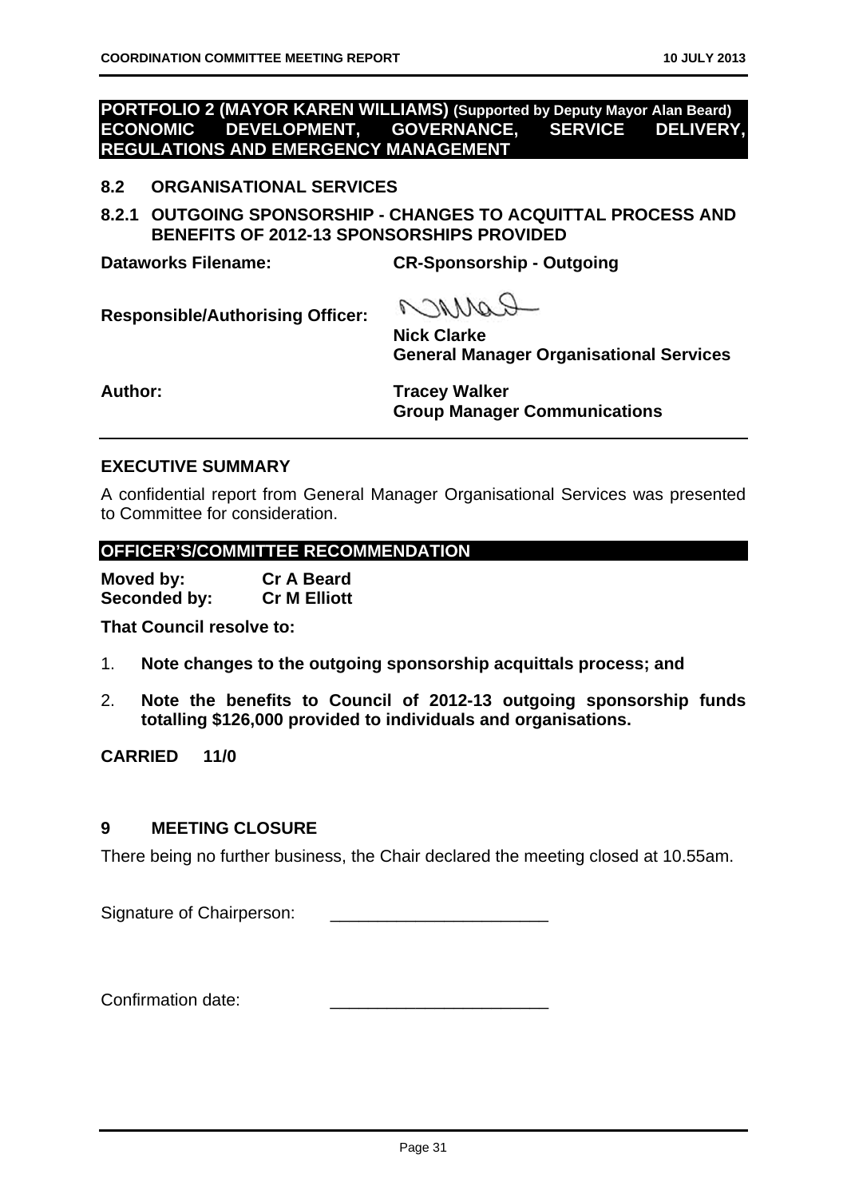**PORTFOLIO 2 (MAYOR KAREN WILLIAMS) (Supported by Deputy Mayor Alan Beard) ECONOMIC DEVELOPMENT, GOVERNANCE, SERVICE DELIVERY, REGULATIONS AND EMERGENCY MANAGEMENT**

## 8.2 ORGANISATIONAL SERVICES

### 8.2.1 OUTGOING SPONSORSHIP - CHANGES TO ACQUITTAL PROCESS AND BENEFITS OF 2012-13 SPONSORSHIPS PROVIDED

**Dataworks Filename:** **CR-Sponsorship - Outgoing**

**Responsible/Authorising Officer:** **Nick Clarke**
**General Manager Organisational Services**

**Author:** **Tracey Walker**
**Group Manager Communications**

---

**EXECUTIVE SUMMARY**

A confidential report from General Manager Organisational Services was presented to Committee for consideration.

**OFFICER'S/COMMITTEE RECOMMENDATION**

**Moved by:** **Cr A Beard**
**Seconded by:** **Cr M Elliott**

**That Council resolve to:**

1. **Note changes to the outgoing sponsorship acquittals process; and**
2. **Note the benefits to Council of 2012-13 outgoing sponsorship funds totalling $126,000 provided to individuals and organisations.**

**CARRIED 11/0**

## 9 MEETING CLOSURE

There being no further business, the Chair declared the meeting closed at 10.55am.

Signature of Chairperson: \_\_\_\_\_\_\_\_\_\_\_\_\_\_\_\_\_\_\_\_\_\_\_

Confirmation date: \_\_\_\_\_\_\_\_\_\_\_\_\_\_\_\_\_\_\_\_\_\_\_